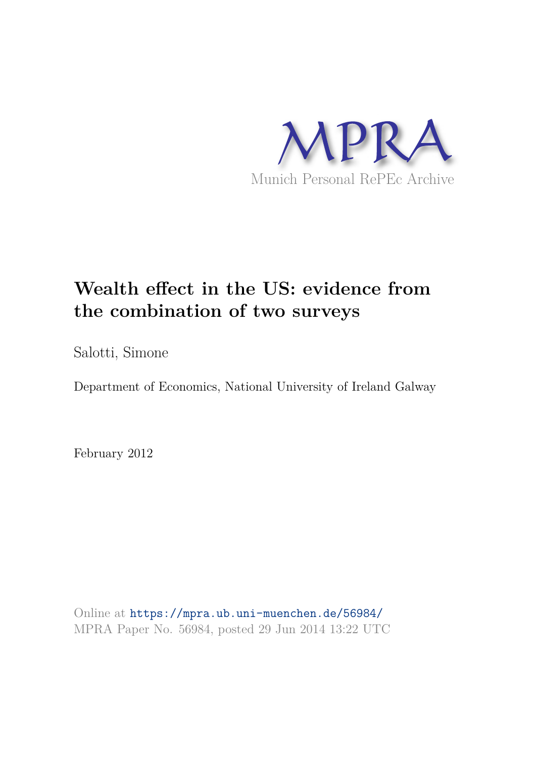MPRA

Munich Personal RePEc Archive

# Wealth effect in the US: evidence from the combination of two surveys

Salotti, Simone

Department of Economics, National University of Ireland Galway

February 2012

Online at https://mpra.ub.uni-muenchen.de/56984/
MPRA Paper No. 56984, posted 29 Jun 2014 13:22 UTC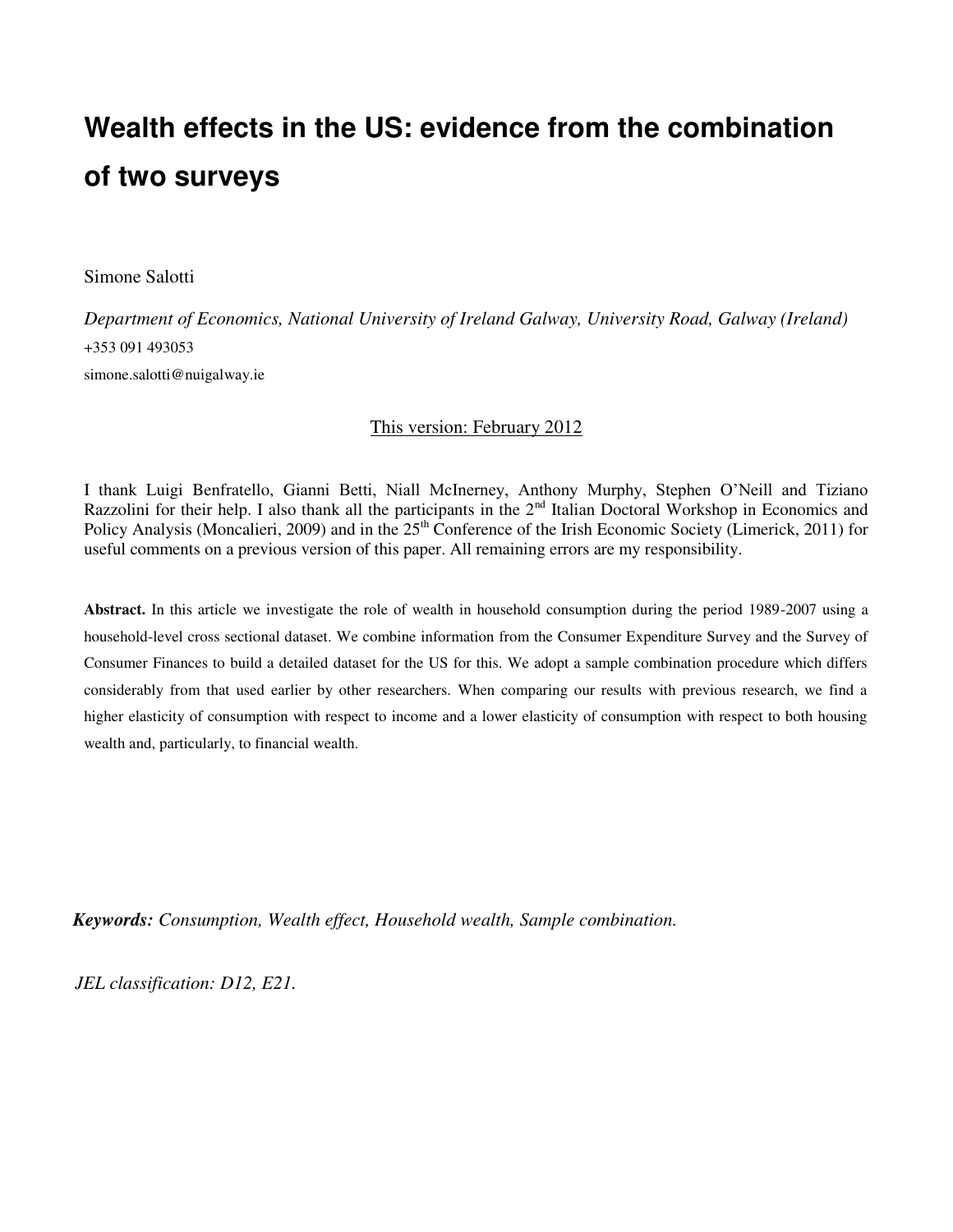# Wealth effects in the US: evidence from the combination of two surveys

Simone Salotti

*Department of Economics, National University of Ireland Galway, University Road, Galway (Ireland)*

+353 091 493053

simone.salotti@nuigalway.ie

This version: February 2012

I thank Luigi Benfratello, Gianni Betti, Niall McInerney, Anthony Murphy, Stephen O'Neill and Tiziano Razzolini for their help. I also thank all the participants in the 2nd Italian Doctoral Workshop in Economics and Policy Analysis (Moncalieri, 2009) and in the 25th Conference of the Irish Economic Society (Limerick, 2011) for useful comments on a previous version of this paper. All remaining errors are my responsibility.

**Abstract.** In this article we investigate the role of wealth in household consumption during the period 1989-2007 using a household-level cross sectional dataset. We combine information from the Consumer Expenditure Survey and the Survey of Consumer Finances to build a detailed dataset for the US for this. We adopt a sample combination procedure which differs considerably from that used earlier by other researchers. When comparing our results with previous research, we find a higher elasticity of consumption with respect to income and a lower elasticity of consumption with respect to both housing wealth and, particularly, to financial wealth.

***Keywords:*** *Consumption, Wealth effect, Household wealth, Sample combination.*

*JEL classification: D12, E21.*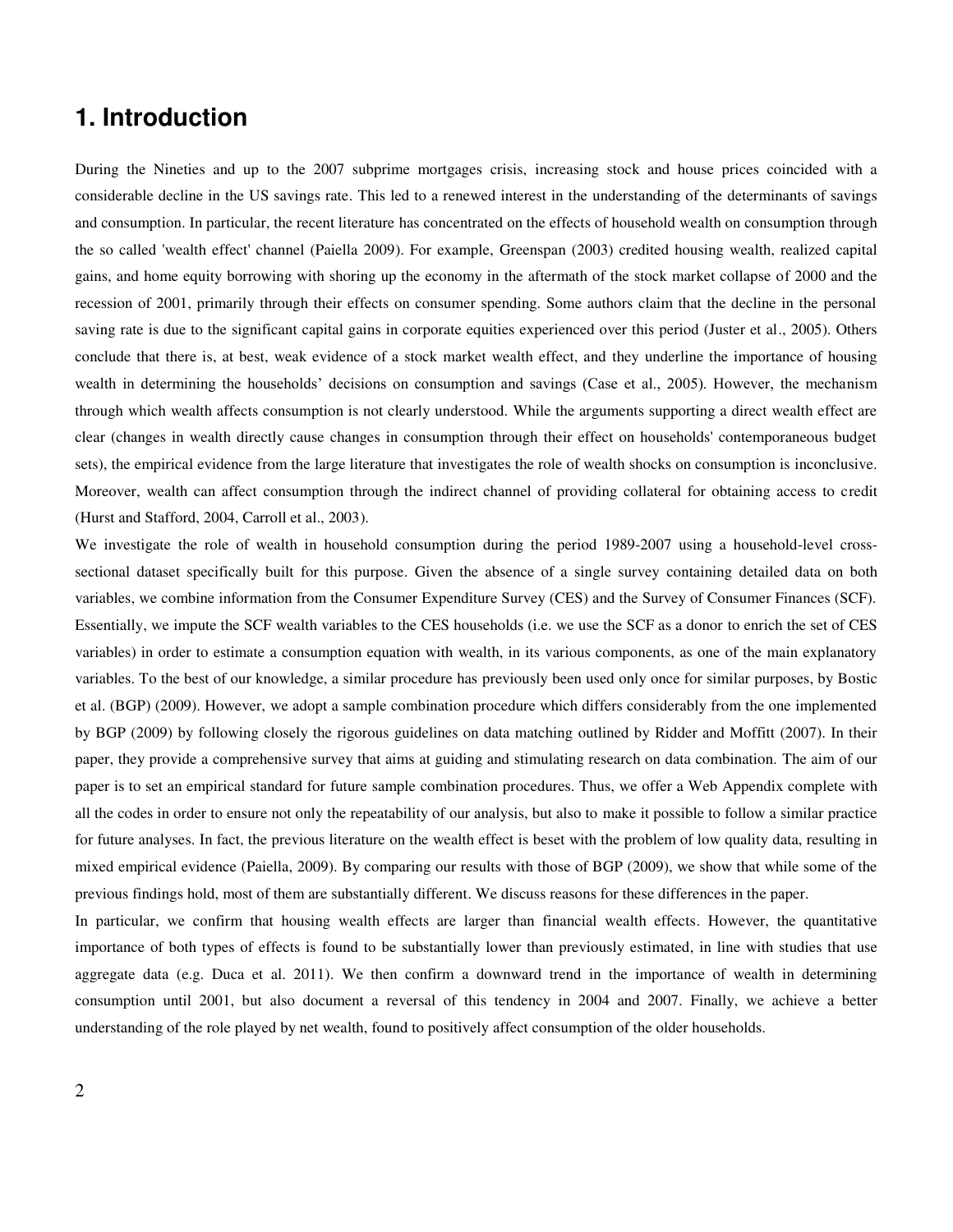# 1. Introduction

During the Nineties and up to the 2007 subprime mortgages crisis, increasing stock and house prices coincided with a considerable decline in the US savings rate. This led to a renewed interest in the understanding of the determinants of savings and consumption. In particular, the recent literature has concentrated on the effects of household wealth on consumption through the so called 'wealth effect' channel (Paiella 2009). For example, Greenspan (2003) credited housing wealth, realized capital gains, and home equity borrowing with shoring up the economy in the aftermath of the stock market collapse of 2000 and the recession of 2001, primarily through their effects on consumer spending. Some authors claim that the decline in the personal saving rate is due to the significant capital gains in corporate equities experienced over this period (Juster et al., 2005). Others conclude that there is, at best, weak evidence of a stock market wealth effect, and they underline the importance of housing wealth in determining the households' decisions on consumption and savings (Case et al., 2005). However, the mechanism through which wealth affects consumption is not clearly understood. While the arguments supporting a direct wealth effect are clear (changes in wealth directly cause changes in consumption through their effect on households' contemporaneous budget sets), the empirical evidence from the large literature that investigates the role of wealth shocks on consumption is inconclusive. Moreover, wealth can affect consumption through the indirect channel of providing collateral for obtaining access to credit (Hurst and Stafford, 2004, Carroll et al., 2003).

We investigate the role of wealth in household consumption during the period 1989-2007 using a household-level cross-sectional dataset specifically built for this purpose. Given the absence of a single survey containing detailed data on both variables, we combine information from the Consumer Expenditure Survey (CES) and the Survey of Consumer Finances (SCF). Essentially, we impute the SCF wealth variables to the CES households (i.e. we use the SCF as a donor to enrich the set of CES variables) in order to estimate a consumption equation with wealth, in its various components, as one of the main explanatory variables. To the best of our knowledge, a similar procedure has previously been used only once for similar purposes, by Bostic et al. (BGP) (2009). However, we adopt a sample combination procedure which differs considerably from the one implemented by BGP (2009) by following closely the rigorous guidelines on data matching outlined by Ridder and Moffitt (2007). In their paper, they provide a comprehensive survey that aims at guiding and stimulating research on data combination. The aim of our paper is to set an empirical standard for future sample combination procedures. Thus, we offer a Web Appendix complete with all the codes in order to ensure not only the repeatability of our analysis, but also to make it possible to follow a similar practice for future analyses. In fact, the previous literature on the wealth effect is beset with the problem of low quality data, resulting in mixed empirical evidence (Paiella, 2009). By comparing our results with those of BGP (2009), we show that while some of the previous findings hold, most of them are substantially different. We discuss reasons for these differences in the paper.

In particular, we confirm that housing wealth effects are larger than financial wealth effects. However, the quantitative importance of both types of effects is found to be substantially lower than previously estimated, in line with studies that use aggregate data (e.g. Duca et al. 2011). We then confirm a downward trend in the importance of wealth in determining consumption until 2001, but also document a reversal of this tendency in 2004 and 2007. Finally, we achieve a better understanding of the role played by net wealth, found to positively affect consumption of the older households.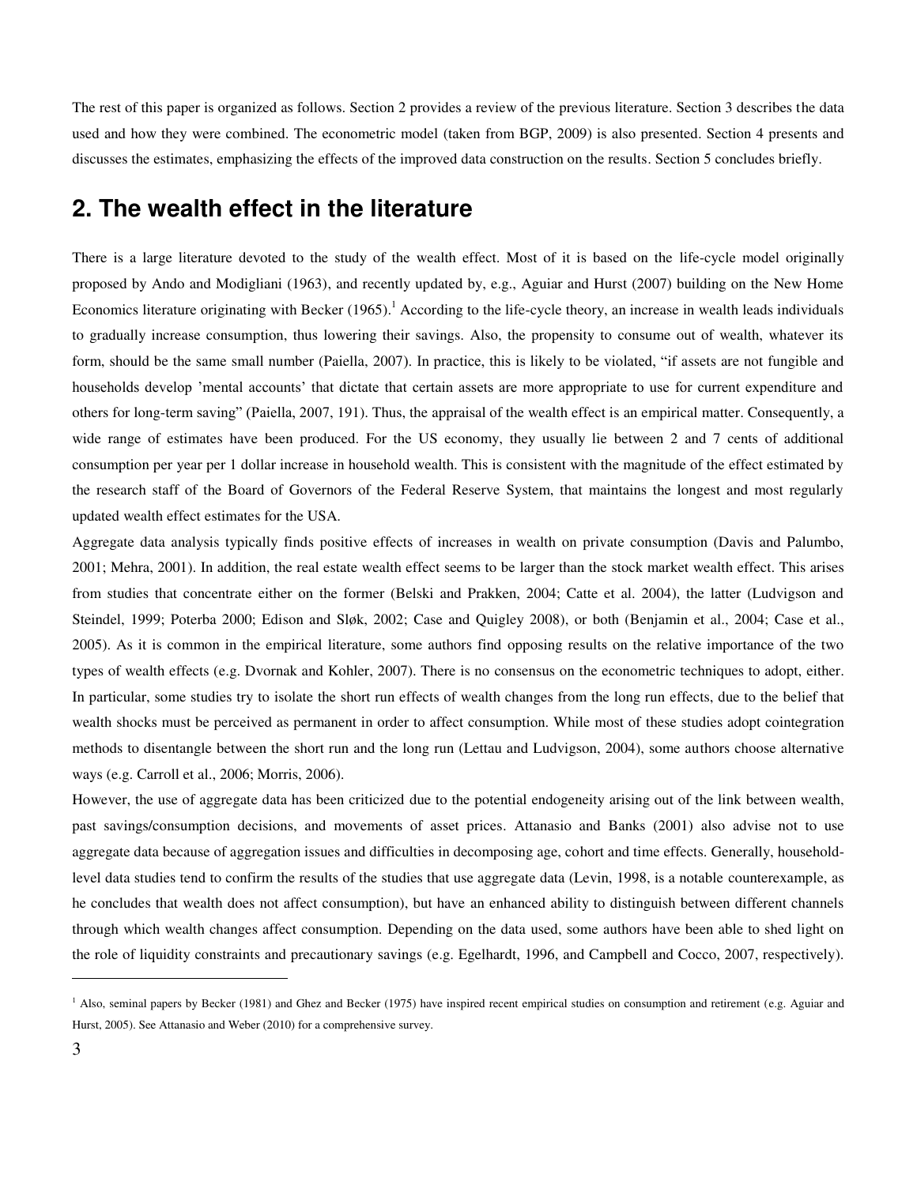The rest of this paper is organized as follows. Section 2 provides a review of the previous literature. Section 3 describes the data used and how they were combined. The econometric model (taken from BGP, 2009) is also presented. Section 4 presents and discusses the estimates, emphasizing the effects of the improved data construction on the results. Section 5 concludes briefly.

## 2. The wealth effect in the literature

There is a large literature devoted to the study of the wealth effect. Most of it is based on the life-cycle model originally proposed by Ando and Modigliani (1963), and recently updated by, e.g., Aguiar and Hurst (2007) building on the New Home Economics literature originating with Becker (1965).[1] According to the life-cycle theory, an increase in wealth leads individuals to gradually increase consumption, thus lowering their savings. Also, the propensity to consume out of wealth, whatever its form, should be the same small number (Paiella, 2007). In practice, this is likely to be violated, "if assets are not fungible and households develop 'mental accounts' that dictate that certain assets are more appropriate to use for current expenditure and others for long-term saving" (Paiella, 2007, 191). Thus, the appraisal of the wealth effect is an empirical matter. Consequently, a wide range of estimates have been produced. For the US economy, they usually lie between 2 and 7 cents of additional consumption per year per 1 dollar increase in household wealth. This is consistent with the magnitude of the effect estimated by the research staff of the Board of Governors of the Federal Reserve System, that maintains the longest and most regularly updated wealth effect estimates for the USA.

Aggregate data analysis typically finds positive effects of increases in wealth on private consumption (Davis and Palumbo, 2001; Mehra, 2001). In addition, the real estate wealth effect seems to be larger than the stock market wealth effect. This arises from studies that concentrate either on the former (Belski and Prakken, 2004; Catte et al. 2004), the latter (Ludvigson and Steindel, 1999; Poterba 2000; Edison and Sløk, 2002; Case and Quigley 2008), or both (Benjamin et al., 2004; Case et al., 2005). As it is common in the empirical literature, some authors find opposing results on the relative importance of the two types of wealth effects (e.g. Dvornak and Kohler, 2007). There is no consensus on the econometric techniques to adopt, either. In particular, some studies try to isolate the short run effects of wealth changes from the long run effects, due to the belief that wealth shocks must be perceived as permanent in order to affect consumption. While most of these studies adopt cointegration methods to disentangle between the short run and the long run (Lettau and Ludvigson, 2004), some authors choose alternative ways (e.g. Carroll et al., 2006; Morris, 2006).

However, the use of aggregate data has been criticized due to the potential endogeneity arising out of the link between wealth, past savings/consumption decisions, and movements of asset prices. Attanasio and Banks (2001) also advise not to use aggregate data because of aggregation issues and difficulties in decomposing age, cohort and time effects. Generally, household-level data studies tend to confirm the results of the studies that use aggregate data (Levin, 1998, is a notable counterexample, as he concludes that wealth does not affect consumption), but have an enhanced ability to distinguish between different channels through which wealth changes affect consumption. Depending on the data used, some authors have been able to shed light on the role of liquidity constraints and precautionary savings (e.g. Egelhardt, 1996, and Campbell and Cocco, 2007, respectively).

---

[1] Also, seminal papers by Becker (1981) and Ghez and Becker (1975) have inspired recent empirical studies on consumption and retirement (e.g. Aguiar and Hurst, 2005). See Attanasio and Weber (2010) for a comprehensive survey.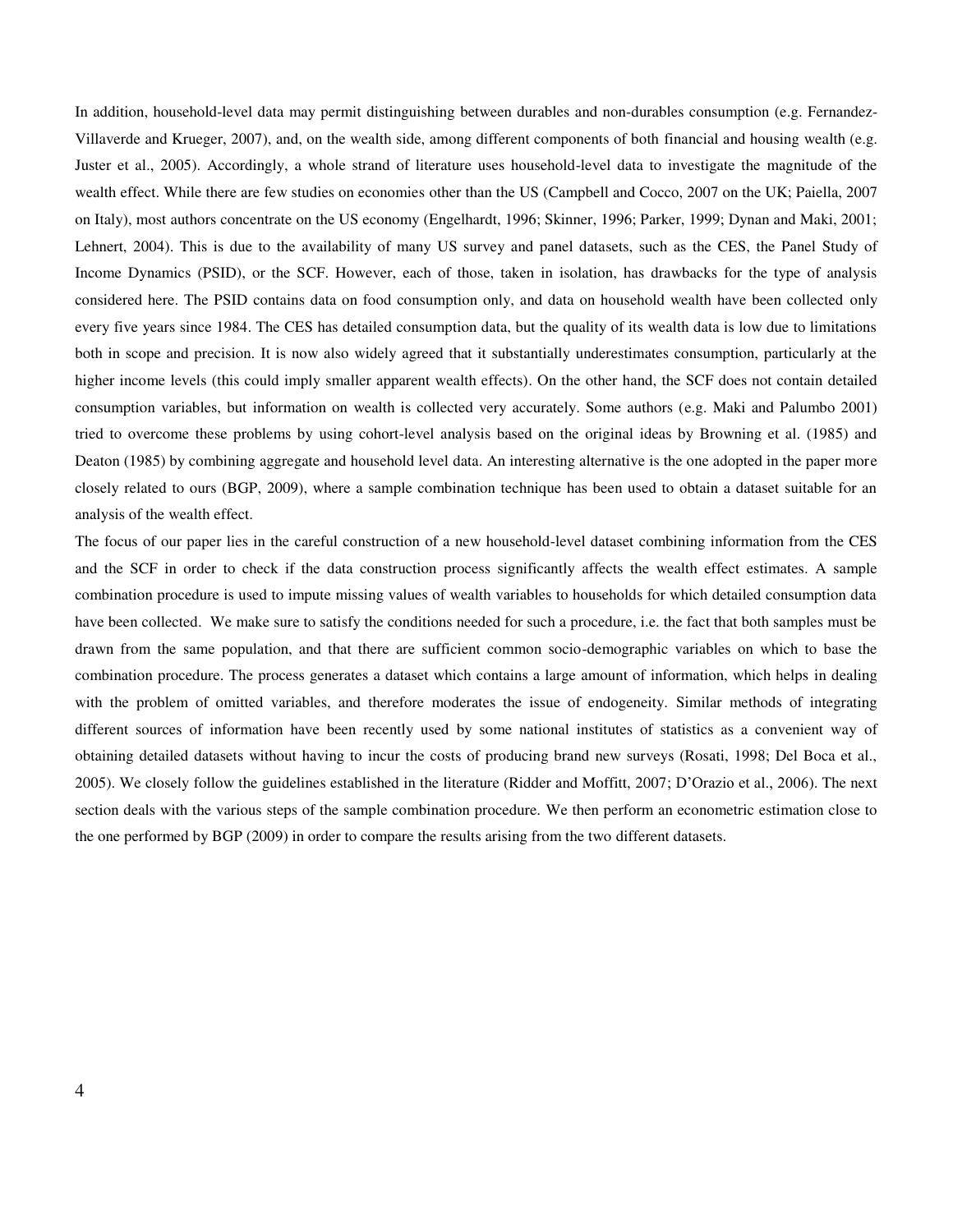In addition, household-level data may permit distinguishing between durables and non-durables consumption (e.g. Fernandez-Villaverde and Krueger, 2007), and, on the wealth side, among different components of both financial and housing wealth (e.g. Juster et al., 2005). Accordingly, a whole strand of literature uses household-level data to investigate the magnitude of the wealth effect. While there are few studies on economies other than the US (Campbell and Cocco, 2007 on the UK; Paiella, 2007 on Italy), most authors concentrate on the US economy (Engelhardt, 1996; Skinner, 1996; Parker, 1999; Dynan and Maki, 2001; Lehnert, 2004). This is due to the availability of many US survey and panel datasets, such as the CES, the Panel Study of Income Dynamics (PSID), or the SCF. However, each of those, taken in isolation, has drawbacks for the type of analysis considered here. The PSID contains data on food consumption only, and data on household wealth have been collected only every five years since 1984. The CES has detailed consumption data, but the quality of its wealth data is low due to limitations both in scope and precision. It is now also widely agreed that it substantially underestimates consumption, particularly at the higher income levels (this could imply smaller apparent wealth effects). On the other hand, the SCF does not contain detailed consumption variables, but information on wealth is collected very accurately. Some authors (e.g. Maki and Palumbo 2001) tried to overcome these problems by using cohort-level analysis based on the original ideas by Browning et al. (1985) and Deaton (1985) by combining aggregate and household level data. An interesting alternative is the one adopted in the paper more closely related to ours (BGP, 2009), where a sample combination technique has been used to obtain a dataset suitable for an analysis of the wealth effect.

The focus of our paper lies in the careful construction of a new household-level dataset combining information from the CES and the SCF in order to check if the data construction process significantly affects the wealth effect estimates. A sample combination procedure is used to impute missing values of wealth variables to households for which detailed consumption data have been collected. We make sure to satisfy the conditions needed for such a procedure, i.e. the fact that both samples must be drawn from the same population, and that there are sufficient common socio-demographic variables on which to base the combination procedure. The process generates a dataset which contains a large amount of information, which helps in dealing with the problem of omitted variables, and therefore moderates the issue of endogeneity. Similar methods of integrating different sources of information have been recently used by some national institutes of statistics as a convenient way of obtaining detailed datasets without having to incur the costs of producing brand new surveys (Rosati, 1998; Del Boca et al., 2005). We closely follow the guidelines established in the literature (Ridder and Moffitt, 2007; D'Orazio et al., 2006). The next section deals with the various steps of the sample combination procedure. We then perform an econometric estimation close to the one performed by BGP (2009) in order to compare the results arising from the two different datasets.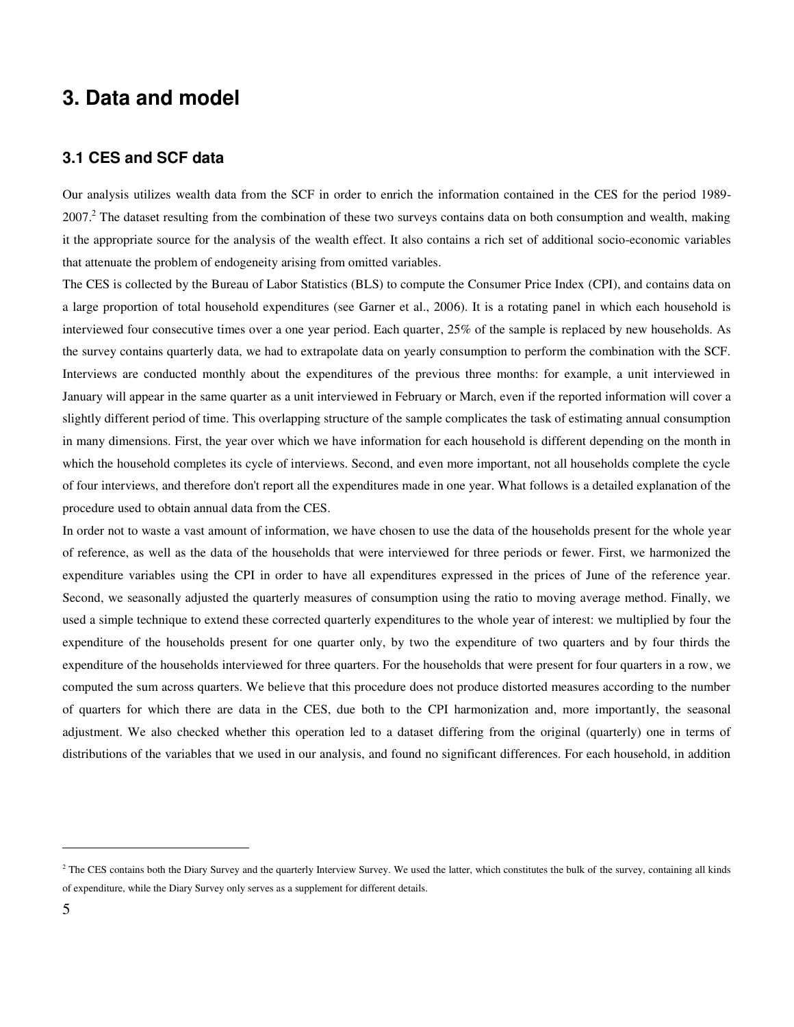# 3. Data and model

## 3.1 CES and SCF data

Our analysis utilizes wealth data from the SCF in order to enrich the information contained in the CES for the period 1989-2007.[2] The dataset resulting from the combination of these two surveys contains data on both consumption and wealth, making it the appropriate source for the analysis of the wealth effect. It also contains a rich set of additional socio-economic variables that attenuate the problem of endogeneity arising from omitted variables.

The CES is collected by the Bureau of Labor Statistics (BLS) to compute the Consumer Price Index (CPI), and contains data on a large proportion of total household expenditures (see Garner et al., 2006). It is a rotating panel in which each household is interviewed four consecutive times over a one year period. Each quarter, 25% of the sample is replaced by new households. As the survey contains quarterly data, we had to extrapolate data on yearly consumption to perform the combination with the SCF. Interviews are conducted monthly about the expenditures of the previous three months: for example, a unit interviewed in January will appear in the same quarter as a unit interviewed in February or March, even if the reported information will cover a slightly different period of time. This overlapping structure of the sample complicates the task of estimating annual consumption in many dimensions. First, the year over which we have information for each household is different depending on the month in which the household completes its cycle of interviews. Second, and even more important, not all households complete the cycle of four interviews, and therefore don't report all the expenditures made in one year. What follows is a detailed explanation of the procedure used to obtain annual data from the CES.

In order not to waste a vast amount of information, we have chosen to use the data of the households present for the whole year of reference, as well as the data of the households that were interviewed for three periods or fewer. First, we harmonized the expenditure variables using the CPI in order to have all expenditures expressed in the prices of June of the reference year. Second, we seasonally adjusted the quarterly measures of consumption using the ratio to moving average method. Finally, we used a simple technique to extend these corrected quarterly expenditures to the whole year of interest: we multiplied by four the expenditure of the households present for one quarter only, by two the expenditure of two quarters and by four thirds the expenditure of the households interviewed for three quarters. For the households that were present for four quarters in a row, we computed the sum across quarters. We believe that this procedure does not produce distorted measures according to the number of quarters for which there are data in the CES, due both to the CPI harmonization and, more importantly, the seasonal adjustment. We also checked whether this operation led to a dataset differing from the original (quarterly) one in terms of distributions of the variables that we used in our analysis, and found no significant differences. For each household, in addition

[2] The CES contains both the Diary Survey and the quarterly Interview Survey. We used the latter, which constitutes the bulk of the survey, containing all kinds of expenditure, while the Diary Survey only serves as a supplement for different details.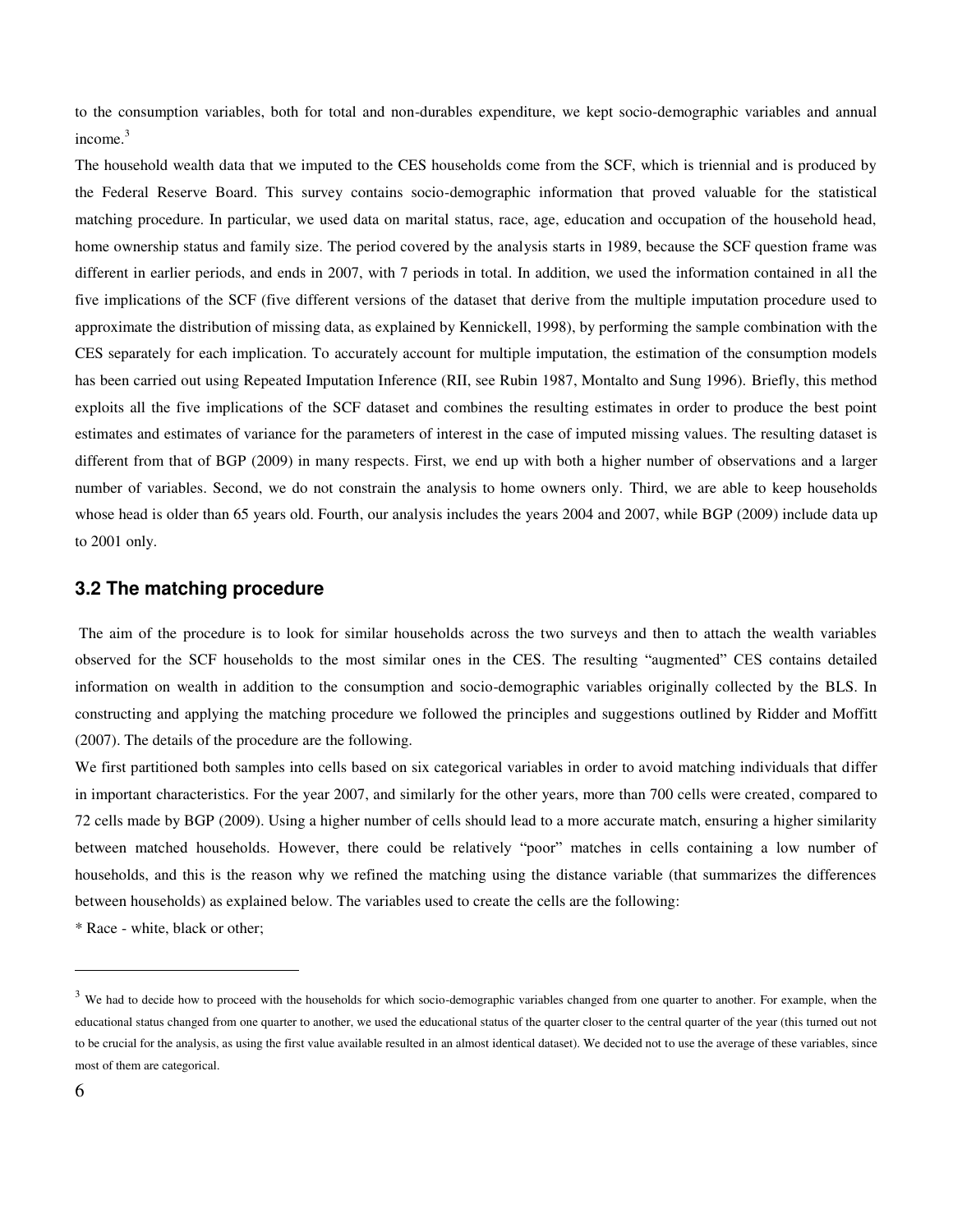to the consumption variables, both for total and non-durables expenditure, we kept socio-demographic variables and annual income.[3]

The household wealth data that we imputed to the CES households come from the SCF, which is triennial and is produced by the Federal Reserve Board. This survey contains socio-demographic information that proved valuable for the statistical matching procedure. In particular, we used data on marital status, race, age, education and occupation of the household head, home ownership status and family size. The period covered by the analysis starts in 1989, because the SCF question frame was different in earlier periods, and ends in 2007, with 7 periods in total. In addition, we used the information contained in all the five implications of the SCF (five different versions of the dataset that derive from the multiple imputation procedure used to approximate the distribution of missing data, as explained by Kennickell, 1998), by performing the sample combination with the CES separately for each implication. To accurately account for multiple imputation, the estimation of the consumption models has been carried out using Repeated Imputation Inference (RII, see Rubin 1987, Montalto and Sung 1996). Briefly, this method exploits all the five implications of the SCF dataset and combines the resulting estimates in order to produce the best point estimates and estimates of variance for the parameters of interest in the case of imputed missing values. The resulting dataset is different from that of BGP (2009) in many respects. First, we end up with both a higher number of observations and a larger number of variables. Second, we do not constrain the analysis to home owners only. Third, we are able to keep households whose head is older than 65 years old. Fourth, our analysis includes the years 2004 and 2007, while BGP (2009) include data up to 2001 only.

### 3.2 The matching procedure

The aim of the procedure is to look for similar households across the two surveys and then to attach the wealth variables observed for the SCF households to the most similar ones in the CES. The resulting "augmented" CES contains detailed information on wealth in addition to the consumption and socio-demographic variables originally collected by the BLS. In constructing and applying the matching procedure we followed the principles and suggestions outlined by Ridder and Moffitt (2007). The details of the procedure are the following.

We first partitioned both samples into cells based on six categorical variables in order to avoid matching individuals that differ in important characteristics. For the year 2007, and similarly for the other years, more than 700 cells were created, compared to 72 cells made by BGP (2009). Using a higher number of cells should lead to a more accurate match, ensuring a higher similarity between matched households. However, there could be relatively "poor" matches in cells containing a low number of households, and this is the reason why we refined the matching using the distance variable (that summarizes the differences between households) as explained below. The variables used to create the cells are the following:

* Race - white, black or other;

[3] We had to decide how to proceed with the households for which socio-demographic variables changed from one quarter to another. For example, when the educational status changed from one quarter to another, we used the educational status of the quarter closer to the central quarter of the year (this turned out not to be crucial for the analysis, as using the first value available resulted in an almost identical dataset). We decided not to use the average of these variables, since most of them are categorical.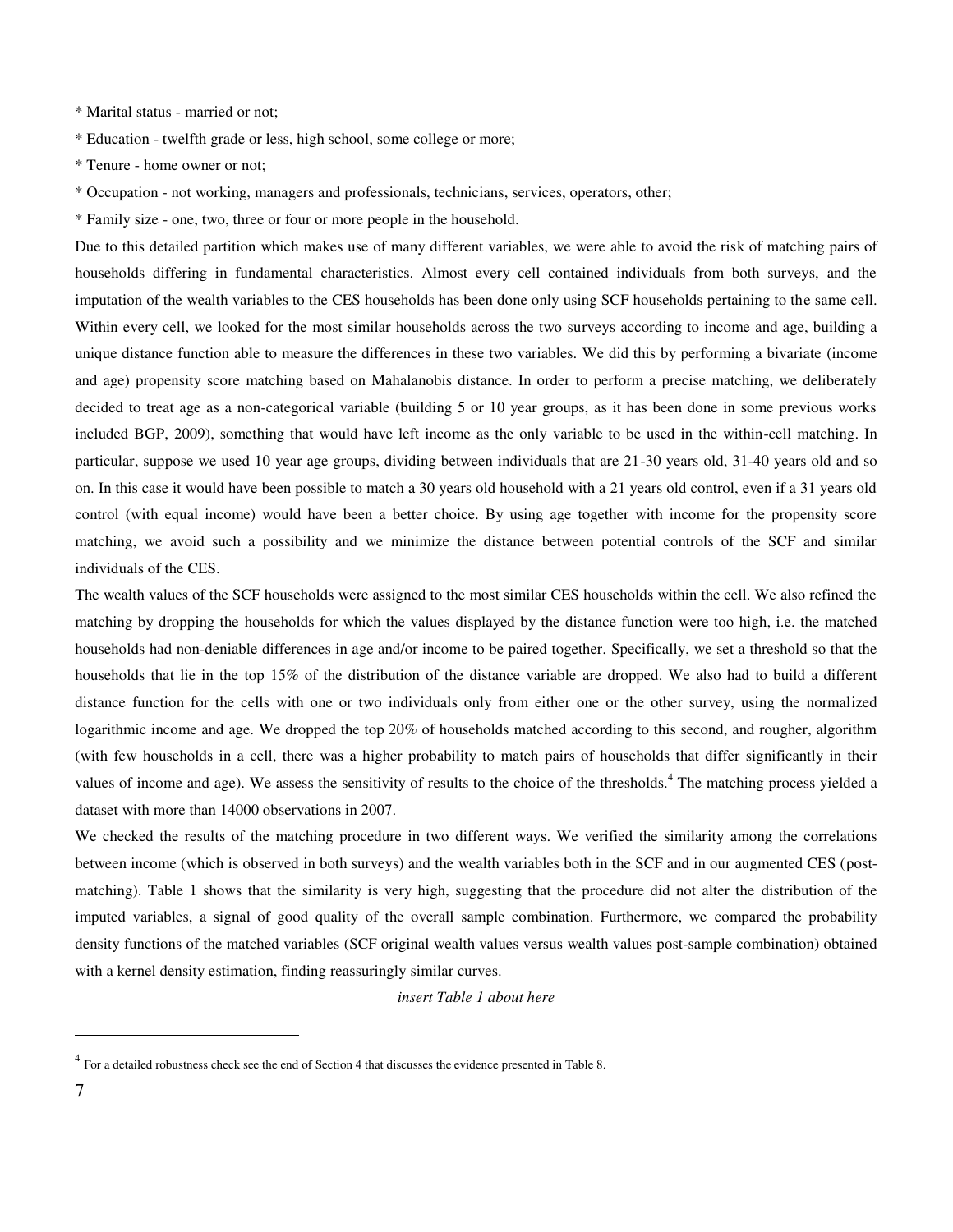* Marital status - married or not;

* Education - twelfth grade or less, high school, some college or more;

* Tenure - home owner or not;

* Occupation - not working, managers and professionals, technicians, services, operators, other;

* Family size - one, two, three or four or more people in the household.

Due to this detailed partition which makes use of many different variables, we were able to avoid the risk of matching pairs of households differing in fundamental characteristics. Almost every cell contained individuals from both surveys, and the imputation of the wealth variables to the CES households has been done only using SCF households pertaining to the same cell. Within every cell, we looked for the most similar households across the two surveys according to income and age, building a unique distance function able to measure the differences in these two variables. We did this by performing a bivariate (income and age) propensity score matching based on Mahalanobis distance. In order to perform a precise matching, we deliberately decided to treat age as a non-categorical variable (building 5 or 10 year groups, as it has been done in some previous works included BGP, 2009), something that would have left income as the only variable to be used in the within-cell matching. In particular, suppose we used 10 year age groups, dividing between individuals that are 21-30 years old, 31-40 years old and so on. In this case it would have been possible to match a 30 years old household with a 21 years old control, even if a 31 years old control (with equal income) would have been a better choice. By using age together with income for the propensity score matching, we avoid such a possibility and we minimize the distance between potential controls of the SCF and similar individuals of the CES.

The wealth values of the SCF households were assigned to the most similar CES households within the cell. We also refined the matching by dropping the households for which the values displayed by the distance function were too high, i.e. the matched households had non-deniable differences in age and/or income to be paired together. Specifically, we set a threshold so that the households that lie in the top 15% of the distribution of the distance variable are dropped. We also had to build a different distance function for the cells with one or two individuals only from either one or the other survey, using the normalized logarithmic income and age. We dropped the top 20% of households matched according to this second, and rougher, algorithm (with few households in a cell, there was a higher probability to match pairs of households that differ significantly in their values of income and age). We assess the sensitivity of results to the choice of the thresholds.[4] The matching process yielded a dataset with more than 14000 observations in 2007.

We checked the results of the matching procedure in two different ways. We verified the similarity among the correlations between income (which is observed in both surveys) and the wealth variables both in the SCF and in our augmented CES (post-matching). Table 1 shows that the similarity is very high, suggesting that the procedure did not alter the distribution of the imputed variables, a signal of good quality of the overall sample combination. Furthermore, we compared the probability density functions of the matched variables (SCF original wealth values versus wealth values post-sample combination) obtained with a kernel density estimation, finding reassuringly similar curves.

*insert Table 1 about here*

[4] For a detailed robustness check see the end of Section 4 that discusses the evidence presented in Table 8.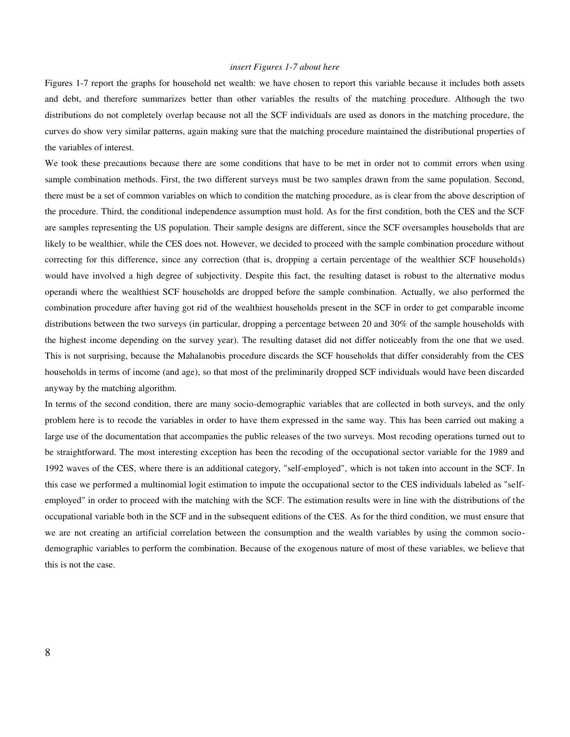*insert Figures 1-7 about here*

Figures 1-7 report the graphs for household net wealth: we have chosen to report this variable because it includes both assets and debt, and therefore summarizes better than other variables the results of the matching procedure. Although the two distributions do not completely overlap because not all the SCF individuals are used as donors in the matching procedure, the curves do show very similar patterns, again making sure that the matching procedure maintained the distributional properties of the variables of interest.

We took these precautions because there are some conditions that have to be met in order not to commit errors when using sample combination methods. First, the two different surveys must be two samples drawn from the same population. Second, there must be a set of common variables on which to condition the matching procedure, as is clear from the above description of the procedure. Third, the conditional independence assumption must hold. As for the first condition, both the CES and the SCF are samples representing the US population. Their sample designs are different, since the SCF oversamples households that are likely to be wealthier, while the CES does not. However, we decided to proceed with the sample combination procedure without correcting for this difference, since any correction (that is, dropping a certain percentage of the wealthier SCF households) would have involved a high degree of subjectivity. Despite this fact, the resulting dataset is robust to the alternative modus operandi where the wealthiest SCF households are dropped before the sample combination. Actually, we also performed the combination procedure after having got rid of the wealthiest households present in the SCF in order to get comparable income distributions between the two surveys (in particular, dropping a percentage between 20 and 30% of the sample households with the highest income depending on the survey year). The resulting dataset did not differ noticeably from the one that we used. This is not surprising, because the Mahalanobis procedure discards the SCF households that differ considerably from the CES households in terms of income (and age), so that most of the preliminarily dropped SCF individuals would have been discarded anyway by the matching algorithm.

In terms of the second condition, there are many socio-demographic variables that are collected in both surveys, and the only problem here is to recode the variables in order to have them expressed in the same way. This has been carried out making a large use of the documentation that accompanies the public releases of the two surveys. Most recoding operations turned out to be straightforward. The most interesting exception has been the recoding of the occupational sector variable for the 1989 and 1992 waves of the CES, where there is an additional category, "self-employed", which is not taken into account in the SCF. In this case we performed a multinomial logit estimation to impute the occupational sector to the CES individuals labeled as "self-employed" in order to proceed with the matching with the SCF. The estimation results were in line with the distributions of the occupational variable both in the SCF and in the subsequent editions of the CES. As for the third condition, we must ensure that we are not creating an artificial correlation between the consumption and the wealth variables by using the common socio-demographic variables to perform the combination. Because of the exogenous nature of most of these variables, we believe that this is not the case.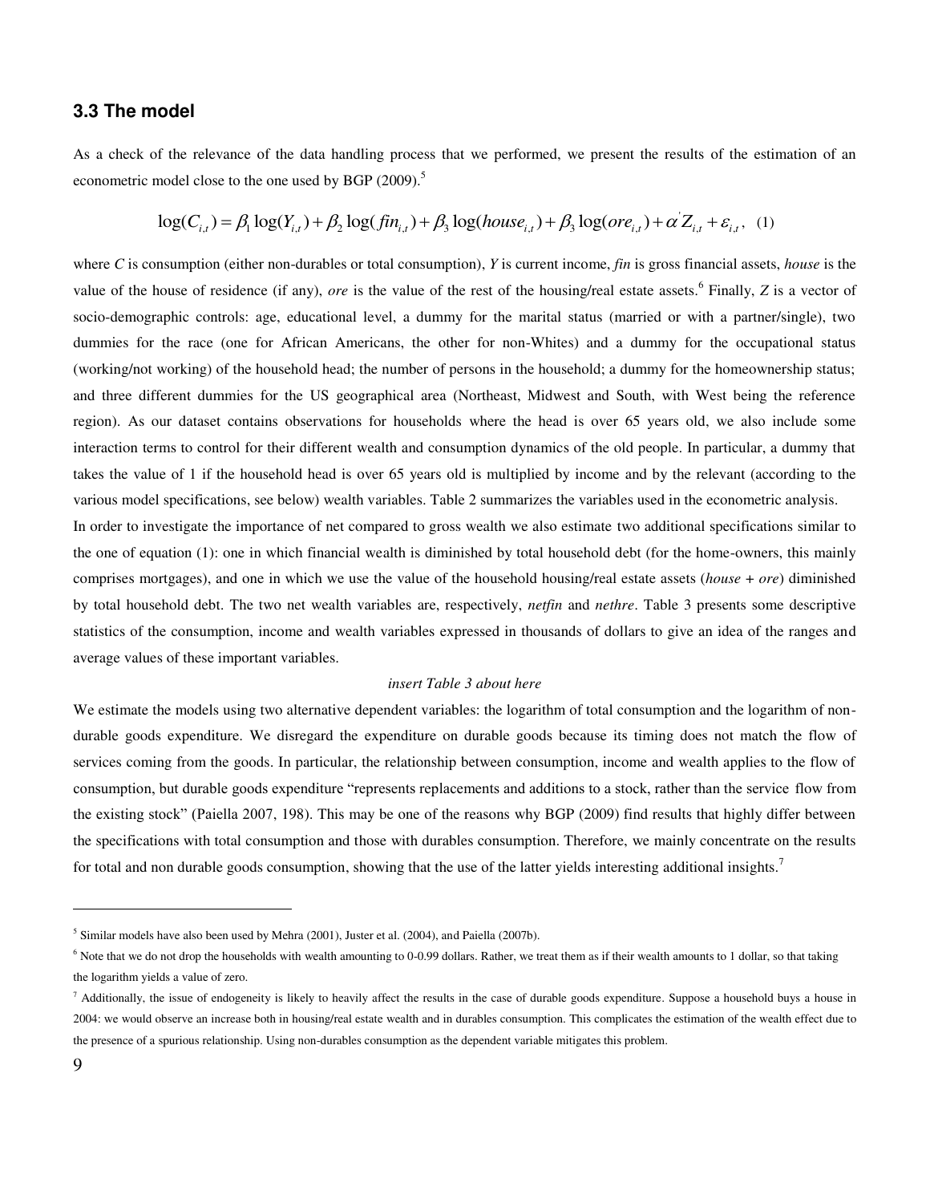### 3.3 The model

As a check of the relevance of the data handling process that we performed, we present the results of the estimation of an econometric model close to the one used by BGP (2009).[5]

$$\log(C_{i,t}) = \beta_1 \log(Y_{i,t}) + \beta_2 \log(fin_{i,t}) + \beta_3 \log(house_{i,t}) + \beta_3 \log(ore_{i,t}) + \alpha' Z_{i,t} + \varepsilon_{i,t}, \quad (1)$$

where *C* is consumption (either non-durables or total consumption), *Y* is current income, *fin* is gross financial assets, *house* is the value of the house of residence (if any), *ore* is the value of the rest of the housing/real estate assets.[6] Finally, *Z* is a vector of socio-demographic controls: age, educational level, a dummy for the marital status (married or with a partner/single), two dummies for the race (one for African Americans, the other for non-Whites) and a dummy for the occupational status (working/not working) of the household head; the number of persons in the household; a dummy for the homeownership status; and three different dummies for the US geographical area (Northeast, Midwest and South, with West being the reference region). As our dataset contains observations for households where the head is over 65 years old, we also include some interaction terms to control for their different wealth and consumption dynamics of the old people. In particular, a dummy that takes the value of 1 if the household head is over 65 years old is multiplied by income and by the relevant (according to the various model specifications, see below) wealth variables. Table 2 summarizes the variables used in the econometric analysis.

In order to investigate the importance of net compared to gross wealth we also estimate two additional specifications similar to the one of equation (1): one in which financial wealth is diminished by total household debt (for the home-owners, this mainly comprises mortgages), and one in which we use the value of the household housing/real estate assets (*house* + *ore*) diminished by total household debt. The two net wealth variables are, respectively, *netfin* and *nethre*. Table 3 presents some descriptive statistics of the consumption, income and wealth variables expressed in thousands of dollars to give an idea of the ranges and average values of these important variables.

*insert Table 3 about here*

We estimate the models using two alternative dependent variables: the logarithm of total consumption and the logarithm of non-durable goods expenditure. We disregard the expenditure on durable goods because its timing does not match the flow of services coming from the goods. In particular, the relationship between consumption, income and wealth applies to the flow of consumption, but durable goods expenditure "represents replacements and additions to a stock, rather than the service flow from the existing stock" (Paiella 2007, 198). This may be one of the reasons why BGP (2009) find results that highly differ between the specifications with total consumption and those with durables consumption. Therefore, we mainly concentrate on the results for total and non durable goods consumption, showing that the use of the latter yields interesting additional insights.[7]

---

[5] Similar models have also been used by Mehra (2001), Juster et al. (2004), and Paiella (2007b).

[6] Note that we do not drop the households with wealth amounting to 0-0.99 dollars. Rather, we treat them as if their wealth amounts to 1 dollar, so that taking the logarithm yields a value of zero.

[7] Additionally, the issue of endogeneity is likely to heavily affect the results in the case of durable goods expenditure. Suppose a household buys a house in 2004: we would observe an increase both in housing/real estate wealth and in durables consumption. This complicates the estimation of the wealth effect due to the presence of a spurious relationship. Using non-durables consumption as the dependent variable mitigates this problem.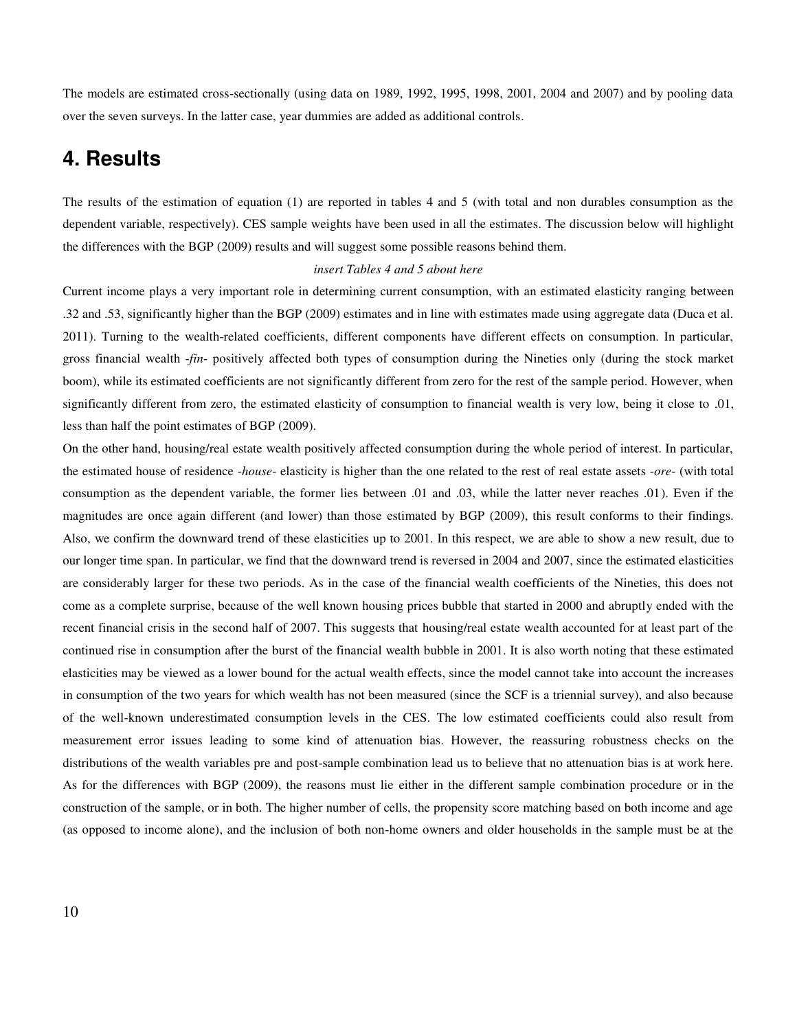The models are estimated cross-sectionally (using data on 1989, 1992, 1995, 1998, 2001, 2004 and 2007) and by pooling data over the seven surveys. In the latter case, year dummies are added as additional controls.

# 4. Results

The results of the estimation of equation (1) are reported in tables 4 and 5 (with total and non durables consumption as the dependent variable, respectively). CES sample weights have been used in all the estimates. The discussion below will highlight the differences with the BGP (2009) results and will suggest some possible reasons behind them.

*insert Tables 4 and 5 about here*

Current income plays a very important role in determining current consumption, with an estimated elasticity ranging between .32 and .53, significantly higher than the BGP (2009) estimates and in line with estimates made using aggregate data (Duca et al. 2011). Turning to the wealth-related coefficients, different components have different effects on consumption. In particular, gross financial wealth -*fin*- positively affected both types of consumption during the Nineties only (during the stock market boom), while its estimated coefficients are not significantly different from zero for the rest of the sample period. However, when significantly different from zero, the estimated elasticity of consumption to financial wealth is very low, being it close to .01, less than half the point estimates of BGP (2009).

On the other hand, housing/real estate wealth positively affected consumption during the whole period of interest. In particular, the estimated house of residence -*house*- elasticity is higher than the one related to the rest of real estate assets -*ore*- (with total consumption as the dependent variable, the former lies between .01 and .03, while the latter never reaches .01). Even if the magnitudes are once again different (and lower) than those estimated by BGP (2009), this result conforms to their findings. Also, we confirm the downward trend of these elasticities up to 2001. In this respect, we are able to show a new result, due to our longer time span. In particular, we find that the downward trend is reversed in 2004 and 2007, since the estimated elasticities are considerably larger for these two periods. As in the case of the financial wealth coefficients of the Nineties, this does not come as a complete surprise, because of the well known housing prices bubble that started in 2000 and abruptly ended with the recent financial crisis in the second half of 2007. This suggests that housing/real estate wealth accounted for at least part of the continued rise in consumption after the burst of the financial wealth bubble in 2001. It is also worth noting that these estimated elasticities may be viewed as a lower bound for the actual wealth effects, since the model cannot take into account the increases in consumption of the two years for which wealth has not been measured (since the SCF is a triennial survey), and also because of the well-known underestimated consumption levels in the CES. The low estimated coefficients could also result from measurement error issues leading to some kind of attenuation bias. However, the reassuring robustness checks on the distributions of the wealth variables pre and post-sample combination lead us to believe that no attenuation bias is at work here. As for the differences with BGP (2009), the reasons must lie either in the different sample combination procedure or in the construction of the sample, or in both. The higher number of cells, the propensity score matching based on both income and age (as opposed to income alone), and the inclusion of both non-home owners and older households in the sample must be at the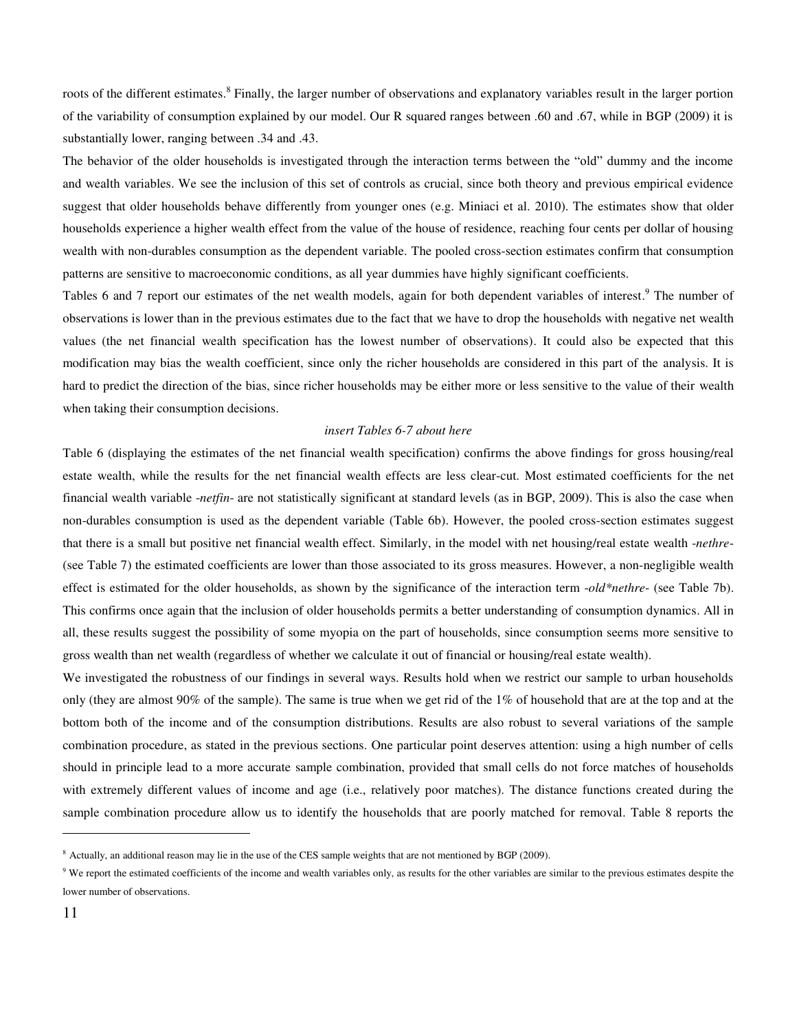roots of the different estimates.[8] Finally, the larger number of observations and explanatory variables result in the larger portion of the variability of consumption explained by our model. Our R squared ranges between .60 and .67, while in BGP (2009) it is substantially lower, ranging between .34 and .43.

The behavior of the older households is investigated through the interaction terms between the "old" dummy and the income and wealth variables. We see the inclusion of this set of controls as crucial, since both theory and previous empirical evidence suggest that older households behave differently from younger ones (e.g. Miniaci et al. 2010). The estimates show that older households experience a higher wealth effect from the value of the house of residence, reaching four cents per dollar of housing wealth with non-durables consumption as the dependent variable. The pooled cross-section estimates confirm that consumption patterns are sensitive to macroeconomic conditions, as all year dummies have highly significant coefficients.

Tables 6 and 7 report our estimates of the net wealth models, again for both dependent variables of interest.[9] The number of observations is lower than in the previous estimates due to the fact that we have to drop the households with negative net wealth values (the net financial wealth specification has the lowest number of observations). It could also be expected that this modification may bias the wealth coefficient, since only the richer households are considered in this part of the analysis. It is hard to predict the direction of the bias, since richer households may be either more or less sensitive to the value of their wealth when taking their consumption decisions.

*insert Tables 6-7 about here*

Table 6 (displaying the estimates of the net financial wealth specification) confirms the above findings for gross housing/real estate wealth, while the results for the net financial wealth effects are less clear-cut. Most estimated coefficients for the net financial wealth variable *-netfin-* are not statistically significant at standard levels (as in BGP, 2009). This is also the case when non-durables consumption is used as the dependent variable (Table 6b). However, the pooled cross-section estimates suggest that there is a small but positive net financial wealth effect. Similarly, in the model with net housing/real estate wealth *-nethre-* (see Table 7) the estimated coefficients are lower than those associated to its gross measures. However, a non-negligible wealth effect is estimated for the older households, as shown by the significance of the interaction term *-old*nethre-* (see Table 7b). This confirms once again that the inclusion of older households permits a better understanding of consumption dynamics. All in all, these results suggest the possibility of some myopia on the part of households, since consumption seems more sensitive to gross wealth than net wealth (regardless of whether we calculate it out of financial or housing/real estate wealth).

We investigated the robustness of our findings in several ways. Results hold when we restrict our sample to urban households only (they are almost 90% of the sample). The same is true when we get rid of the 1% of household that are at the top and at the bottom both of the income and of the consumption distributions. Results are also robust to several variations of the sample combination procedure, as stated in the previous sections. One particular point deserves attention: using a high number of cells should in principle lead to a more accurate sample combination, provided that small cells do not force matches of households with extremely different values of income and age (i.e., relatively poor matches). The distance functions created during the sample combination procedure allow us to identify the households that are poorly matched for removal. Table 8 reports the

---

[8] Actually, an additional reason may lie in the use of the CES sample weights that are not mentioned by BGP (2009).

[9] We report the estimated coefficients of the income and wealth variables only, as results for the other variables are similar to the previous estimates despite the lower number of observations.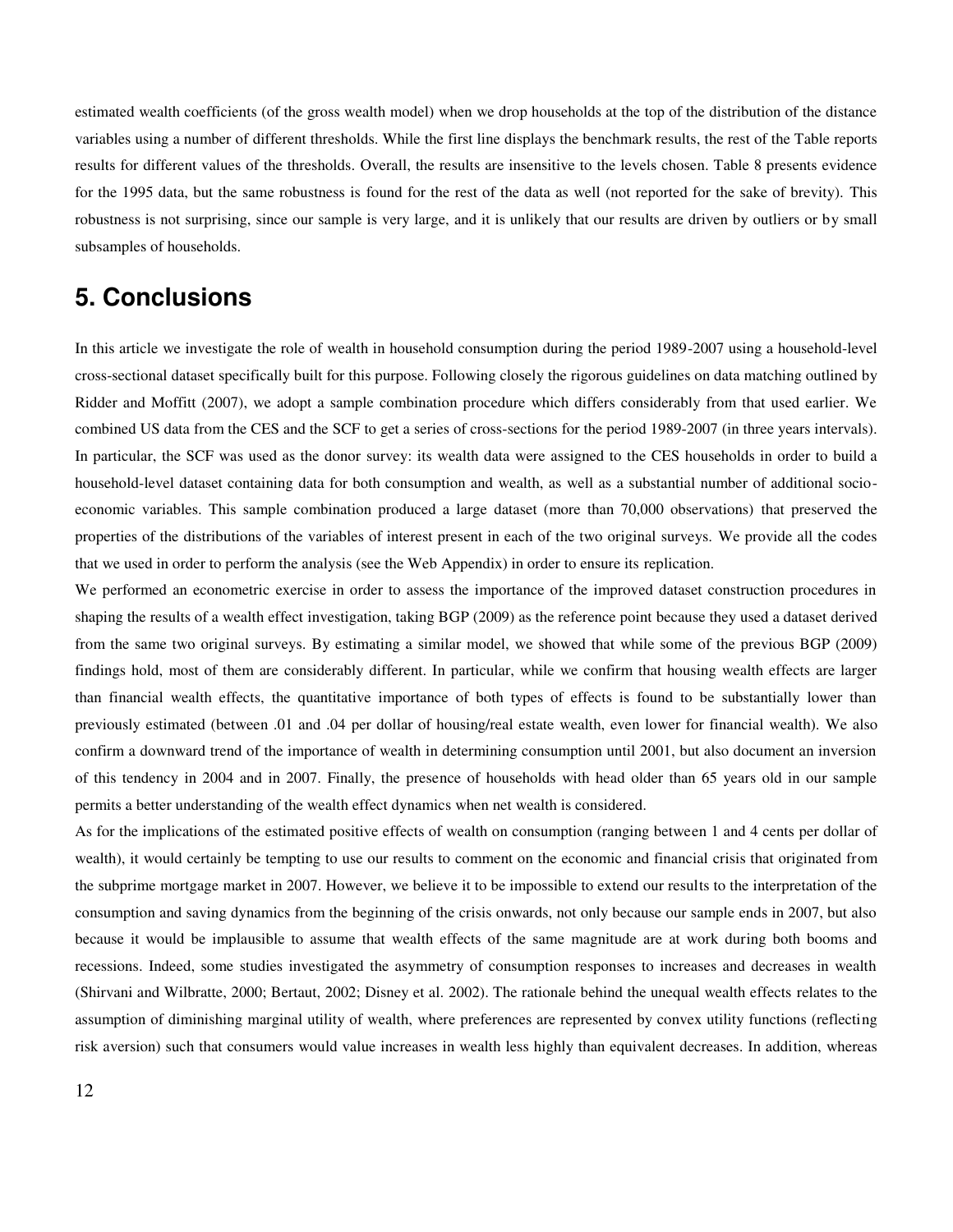estimated wealth coefficients (of the gross wealth model) when we drop households at the top of the distribution of the distance variables using a number of different thresholds. While the first line displays the benchmark results, the rest of the Table reports results for different values of the thresholds. Overall, the results are insensitive to the levels chosen. Table 8 presents evidence for the 1995 data, but the same robustness is found for the rest of the data as well (not reported for the sake of brevity). This robustness is not surprising, since our sample is very large, and it is unlikely that our results are driven by outliers or by small subsamples of households.

# 5. Conclusions

In this article we investigate the role of wealth in household consumption during the period 1989-2007 using a household-level cross-sectional dataset specifically built for this purpose. Following closely the rigorous guidelines on data matching outlined by Ridder and Moffitt (2007), we adopt a sample combination procedure which differs considerably from that used earlier. We combined US data from the CES and the SCF to get a series of cross-sections for the period 1989-2007 (in three years intervals). In particular, the SCF was used as the donor survey: its wealth data were assigned to the CES households in order to build a household-level dataset containing data for both consumption and wealth, as well as a substantial number of additional socio-economic variables. This sample combination produced a large dataset (more than 70,000 observations) that preserved the properties of the distributions of the variables of interest present in each of the two original surveys. We provide all the codes that we used in order to perform the analysis (see the Web Appendix) in order to ensure its replication.

We performed an econometric exercise in order to assess the importance of the improved dataset construction procedures in shaping the results of a wealth effect investigation, taking BGP (2009) as the reference point because they used a dataset derived from the same two original surveys. By estimating a similar model, we showed that while some of the previous BGP (2009) findings hold, most of them are considerably different. In particular, while we confirm that housing wealth effects are larger than financial wealth effects, the quantitative importance of both types of effects is found to be substantially lower than previously estimated (between .01 and .04 per dollar of housing/real estate wealth, even lower for financial wealth). We also confirm a downward trend of the importance of wealth in determining consumption until 2001, but also document an inversion of this tendency in 2004 and in 2007. Finally, the presence of households with head older than 65 years old in our sample permits a better understanding of the wealth effect dynamics when net wealth is considered.

As for the implications of the estimated positive effects of wealth on consumption (ranging between 1 and 4 cents per dollar of wealth), it would certainly be tempting to use our results to comment on the economic and financial crisis that originated from the subprime mortgage market in 2007. However, we believe it to be impossible to extend our results to the interpretation of the consumption and saving dynamics from the beginning of the crisis onwards, not only because our sample ends in 2007, but also because it would be implausible to assume that wealth effects of the same magnitude are at work during both booms and recessions. Indeed, some studies investigated the asymmetry of consumption responses to increases and decreases in wealth (Shirvani and Wilbratte, 2000; Bertaut, 2002; Disney et al. 2002). The rationale behind the unequal wealth effects relates to the assumption of diminishing marginal utility of wealth, where preferences are represented by convex utility functions (reflecting risk aversion) such that consumers would value increases in wealth less highly than equivalent decreases. In addition, whereas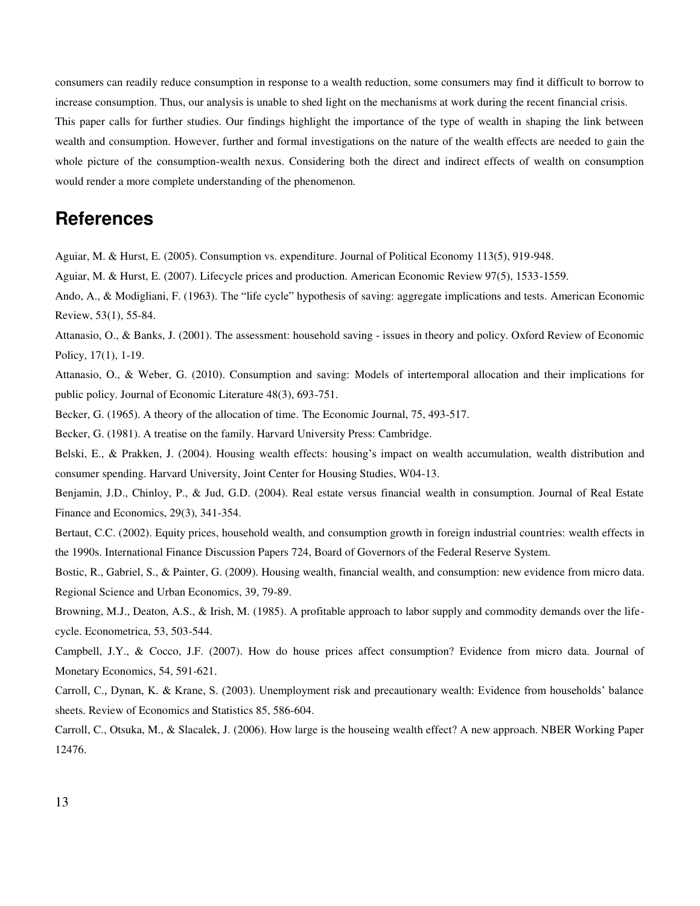consumers can readily reduce consumption in response to a wealth reduction, some consumers may find it difficult to borrow to increase consumption. Thus, our analysis is unable to shed light on the mechanisms at work during the recent financial crisis.

This paper calls for further studies. Our findings highlight the importance of the type of wealth in shaping the link between wealth and consumption. However, further and formal investigations on the nature of the wealth effects are needed to gain the whole picture of the consumption-wealth nexus. Considering both the direct and indirect effects of wealth on consumption would render a more complete understanding of the phenomenon.

# References

Aguiar, M. & Hurst, E. (2005). Consumption vs. expenditure. Journal of Political Economy 113(5), 919-948.

Aguiar, M. & Hurst, E. (2007). Lifecycle prices and production. American Economic Review 97(5), 1533-1559.

Ando, A., & Modigliani, F. (1963). The "life cycle" hypothesis of saving: aggregate implications and tests. American Economic Review, 53(1), 55-84.

Attanasio, O., & Banks, J. (2001). The assessment: household saving - issues in theory and policy. Oxford Review of Economic Policy, 17(1), 1-19.

Attanasio, O., & Weber, G. (2010). Consumption and saving: Models of intertemporal allocation and their implications for public policy. Journal of Economic Literature 48(3), 693-751.

Becker, G. (1965). A theory of the allocation of time. The Economic Journal, 75, 493-517.

Becker, G. (1981). A treatise on the family. Harvard University Press: Cambridge.

Belski, E., & Prakken, J. (2004). Housing wealth effects: housing's impact on wealth accumulation, wealth distribution and consumer spending. Harvard University, Joint Center for Housing Studies, W04-13.

Benjamin, J.D., Chinloy, P., & Jud, G.D. (2004). Real estate versus financial wealth in consumption. Journal of Real Estate Finance and Economics, 29(3), 341-354.

Bertaut, C.C. (2002). Equity prices, household wealth, and consumption growth in foreign industrial countries: wealth effects in the 1990s. International Finance Discussion Papers 724, Board of Governors of the Federal Reserve System.

Bostic, R., Gabriel, S., & Painter, G. (2009). Housing wealth, financial wealth, and consumption: new evidence from micro data. Regional Science and Urban Economics, 39, 79-89.

Browning, M.J., Deaton, A.S., & Irish, M. (1985). A profitable approach to labor supply and commodity demands over the life-cycle. Econometrica, 53, 503-544.

Campbell, J.Y., & Cocco, J.F. (2007). How do house prices affect consumption? Evidence from micro data. Journal of Monetary Economics, 54, 591-621.

Carroll, C., Dynan, K. & Krane, S. (2003). Unemployment risk and precautionary wealth: Evidence from households' balance sheets. Review of Economics and Statistics 85, 586-604.

Carroll, C., Otsuka, M., & Slacalek, J. (2006). How large is the houseing wealth effect? A new approach. NBER Working Paper 12476.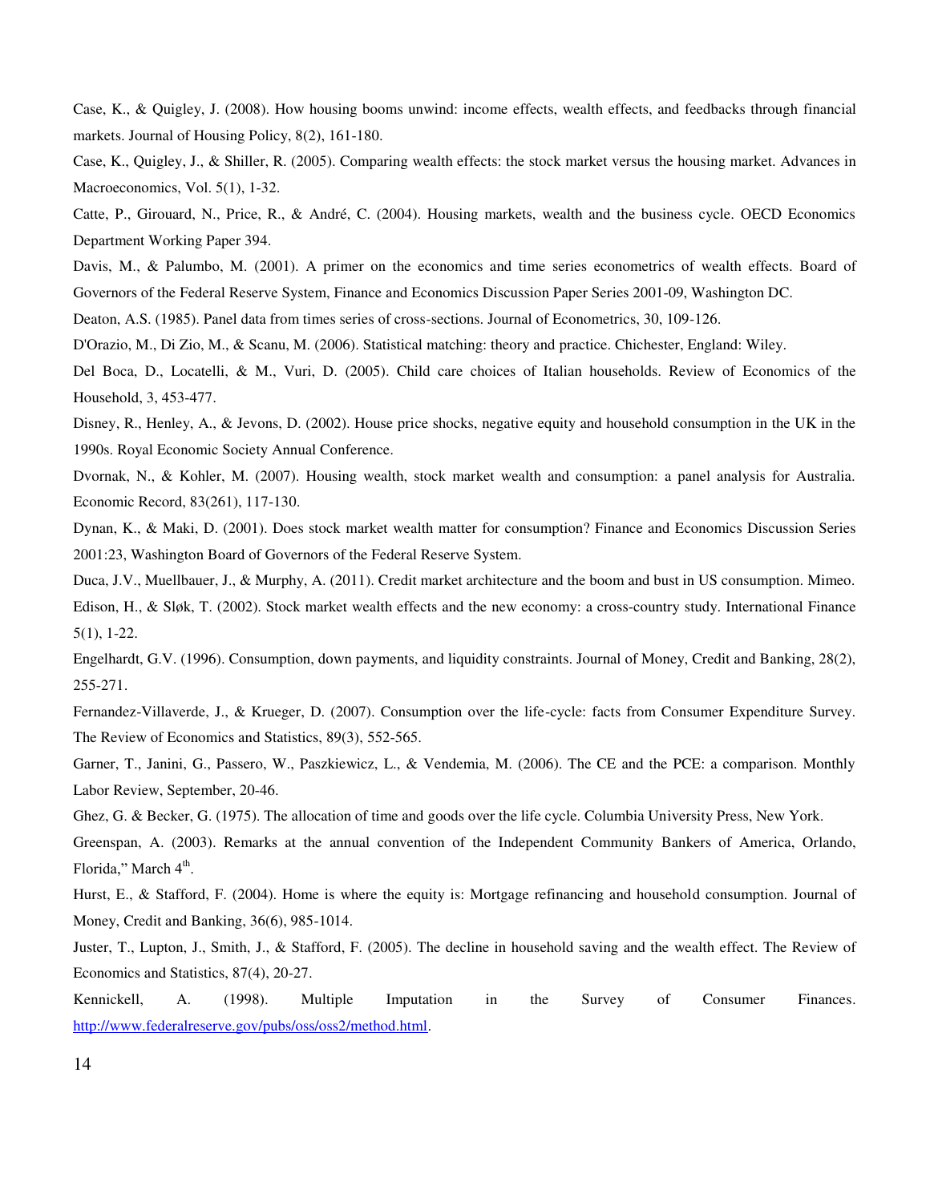Case, K., & Quigley, J. (2008). How housing booms unwind: income effects, wealth effects, and feedbacks through financial markets. Journal of Housing Policy, 8(2), 161-180.

Case, K., Quigley, J., & Shiller, R. (2005). Comparing wealth effects: the stock market versus the housing market. Advances in Macroeconomics, Vol. 5(1), 1-32.

Catte, P., Girouard, N., Price, R., & André, C. (2004). Housing markets, wealth and the business cycle. OECD Economics Department Working Paper 394.

Davis, M., & Palumbo, M. (2001). A primer on the economics and time series econometrics of wealth effects. Board of Governors of the Federal Reserve System, Finance and Economics Discussion Paper Series 2001-09, Washington DC.

Deaton, A.S. (1985). Panel data from times series of cross-sections. Journal of Econometrics, 30, 109-126.

D'Orazio, M., Di Zio, M., & Scanu, M. (2006). Statistical matching: theory and practice. Chichester, England: Wiley.

Del Boca, D., Locatelli, & M., Vuri, D. (2005). Child care choices of Italian households. Review of Economics of the Household, 3, 453-477.

Disney, R., Henley, A., & Jevons, D. (2002). House price shocks, negative equity and household consumption in the UK in the 1990s. Royal Economic Society Annual Conference.

Dvornak, N., & Kohler, M. (2007). Housing wealth, stock market wealth and consumption: a panel analysis for Australia. Economic Record, 83(261), 117-130.

Dynan, K., & Maki, D. (2001). Does stock market wealth matter for consumption? Finance and Economics Discussion Series 2001:23, Washington Board of Governors of the Federal Reserve System.

Duca, J.V., Muellbauer, J., & Murphy, A. (2011). Credit market architecture and the boom and bust in US consumption. Mimeo.

Edison, H., & Sløk, T. (2002). Stock market wealth effects and the new economy: a cross-country study. International Finance 5(1), 1-22.

Engelhardt, G.V. (1996). Consumption, down payments, and liquidity constraints. Journal of Money, Credit and Banking, 28(2), 255-271.

Fernandez-Villaverde, J., & Krueger, D. (2007). Consumption over the life-cycle: facts from Consumer Expenditure Survey. The Review of Economics and Statistics, 89(3), 552-565.

Garner, T., Janini, G., Passero, W., Paszkiewicz, L., & Vendemia, M. (2006). The CE and the PCE: a comparison. Monthly Labor Review, September, 20-46.

Ghez, G. & Becker, G. (1975). The allocation of time and goods over the life cycle. Columbia University Press, New York.

Greenspan, A. (2003). Remarks at the annual convention of the Independent Community Bankers of America, Orlando, Florida," March 4th.

Hurst, E., & Stafford, F. (2004). Home is where the equity is: Mortgage refinancing and household consumption. Journal of Money, Credit and Banking, 36(6), 985-1014.

Juster, T., Lupton, J., Smith, J., & Stafford, F. (2005). The decline in household saving and the wealth effect. The Review of Economics and Statistics, 87(4), 20-27.

Kennickell, A. (1998). Multiple Imputation in the Survey of Consumer Finances. http://www.federalreserve.gov/pubs/oss/oss2/method.html.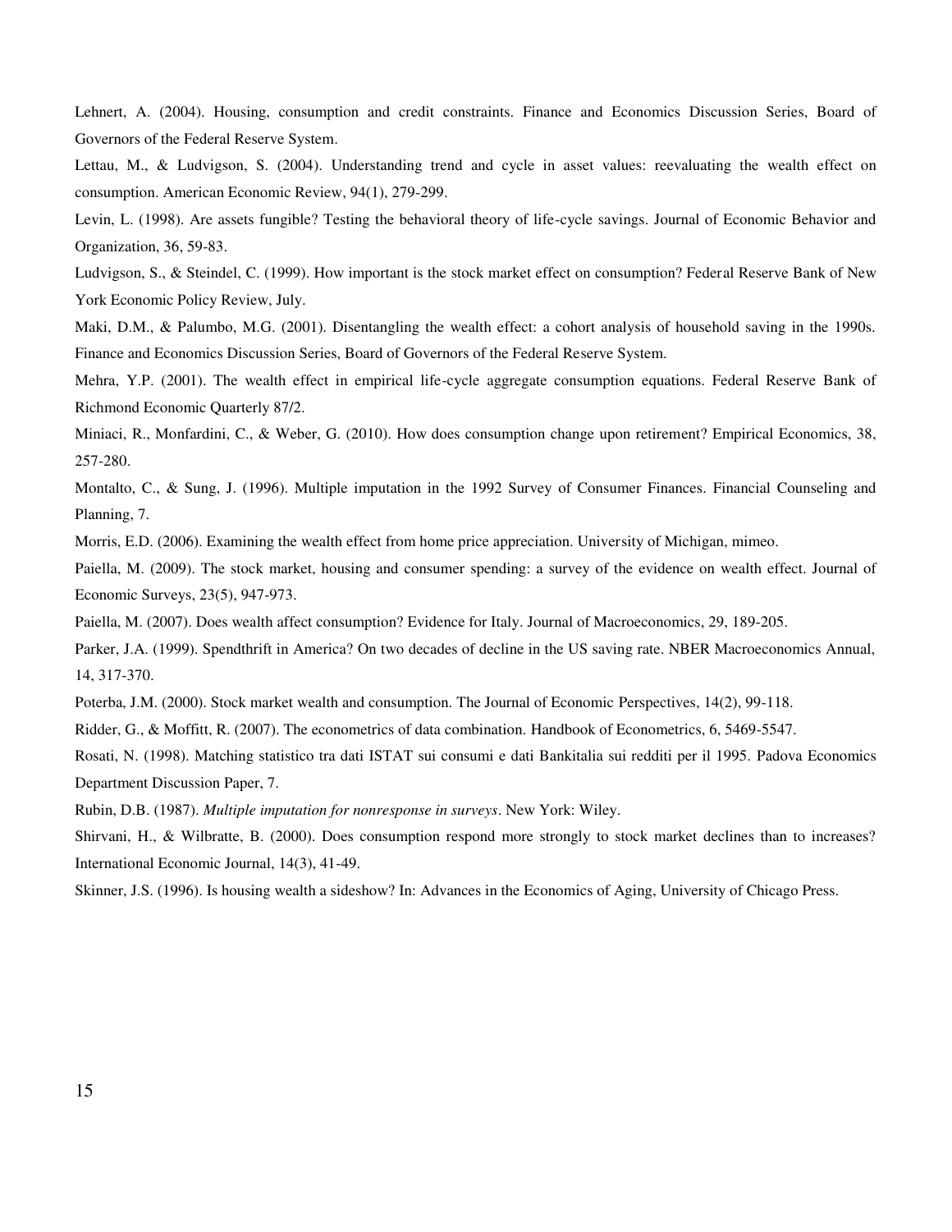Lehnert, A. (2004). Housing, consumption and credit constraints. Finance and Economics Discussion Series, Board of Governors of the Federal Reserve System.

Lettau, M., & Ludvigson, S. (2004). Understanding trend and cycle in asset values: reevaluating the wealth effect on consumption. American Economic Review, 94(1), 279-299.

Levin, L. (1998). Are assets fungible? Testing the behavioral theory of life-cycle savings. Journal of Economic Behavior and Organization, 36, 59-83.

Ludvigson, S., & Steindel, C. (1999). How important is the stock market effect on consumption? Federal Reserve Bank of New York Economic Policy Review, July.

Maki, D.M., & Palumbo, M.G. (2001). Disentangling the wealth effect: a cohort analysis of household saving in the 1990s. Finance and Economics Discussion Series, Board of Governors of the Federal Reserve System.

Mehra, Y.P. (2001). The wealth effect in empirical life-cycle aggregate consumption equations. Federal Reserve Bank of Richmond Economic Quarterly 87/2.

Miniaci, R., Monfardini, C., & Weber, G. (2010). How does consumption change upon retirement? Empirical Economics, 38, 257-280.

Montalto, C., & Sung, J. (1996). Multiple imputation in the 1992 Survey of Consumer Finances. Financial Counseling and Planning, 7.

Morris, E.D. (2006). Examining the wealth effect from home price appreciation. University of Michigan, mimeo.

Paiella, M. (2009). The stock market, housing and consumer spending: a survey of the evidence on wealth effect. Journal of Economic Surveys, 23(5), 947-973.

Paiella, M. (2007). Does wealth affect consumption? Evidence for Italy. Journal of Macroeconomics, 29, 189-205.

Parker, J.A. (1999). Spendthrift in America? On two decades of decline in the US saving rate. NBER Macroeconomics Annual, 14, 317-370.

Poterba, J.M. (2000). Stock market wealth and consumption. The Journal of Economic Perspectives, 14(2), 99-118.

Ridder, G., & Moffitt, R. (2007). The econometrics of data combination. Handbook of Econometrics, 6, 5469-5547.

Rosati, N. (1998). Matching statistico tra dati ISTAT sui consumi e dati Bankitalia sui redditi per il 1995. Padova Economics Department Discussion Paper, 7.

Rubin, D.B. (1987). *Multiple imputation for nonresponse in surveys*. New York: Wiley.

Shirvani, H., & Wilbratte, B. (2000). Does consumption respond more strongly to stock market declines than to increases? International Economic Journal, 14(3), 41-49.

Skinner, J.S. (1996). Is housing wealth a sideshow? In: Advances in the Economics of Aging, University of Chicago Press.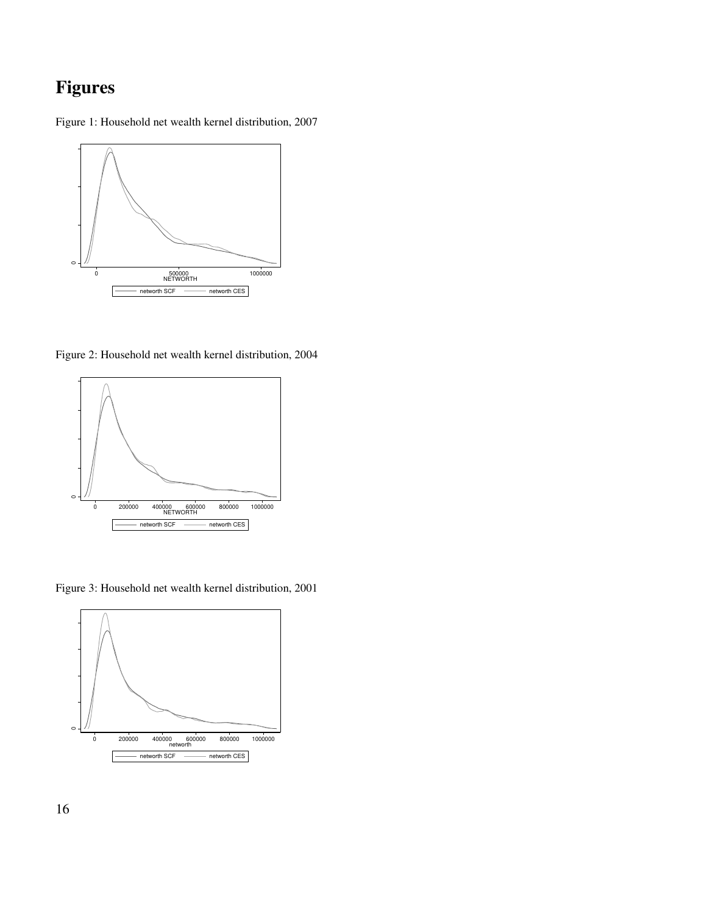# Figures

Figure 1: Household net wealth kernel distribution, 2007

Figure 2: Household net wealth kernel distribution, 2004

Figure 3: Household net wealth kernel distribution, 2001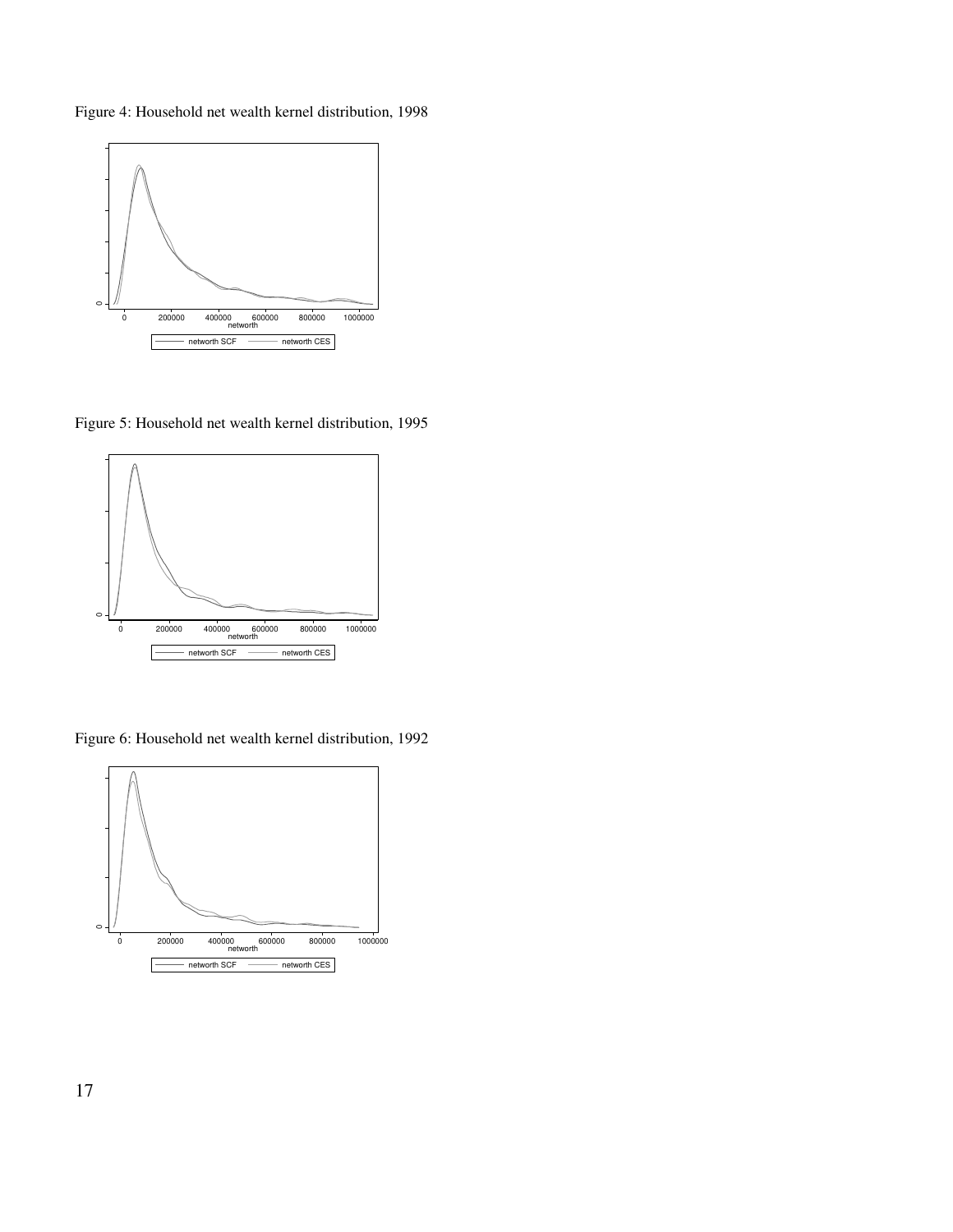Figure 4: Household net wealth kernel distribution, 1998

Figure 5: Household net wealth kernel distribution, 1995

Figure 6: Household net wealth kernel distribution, 1992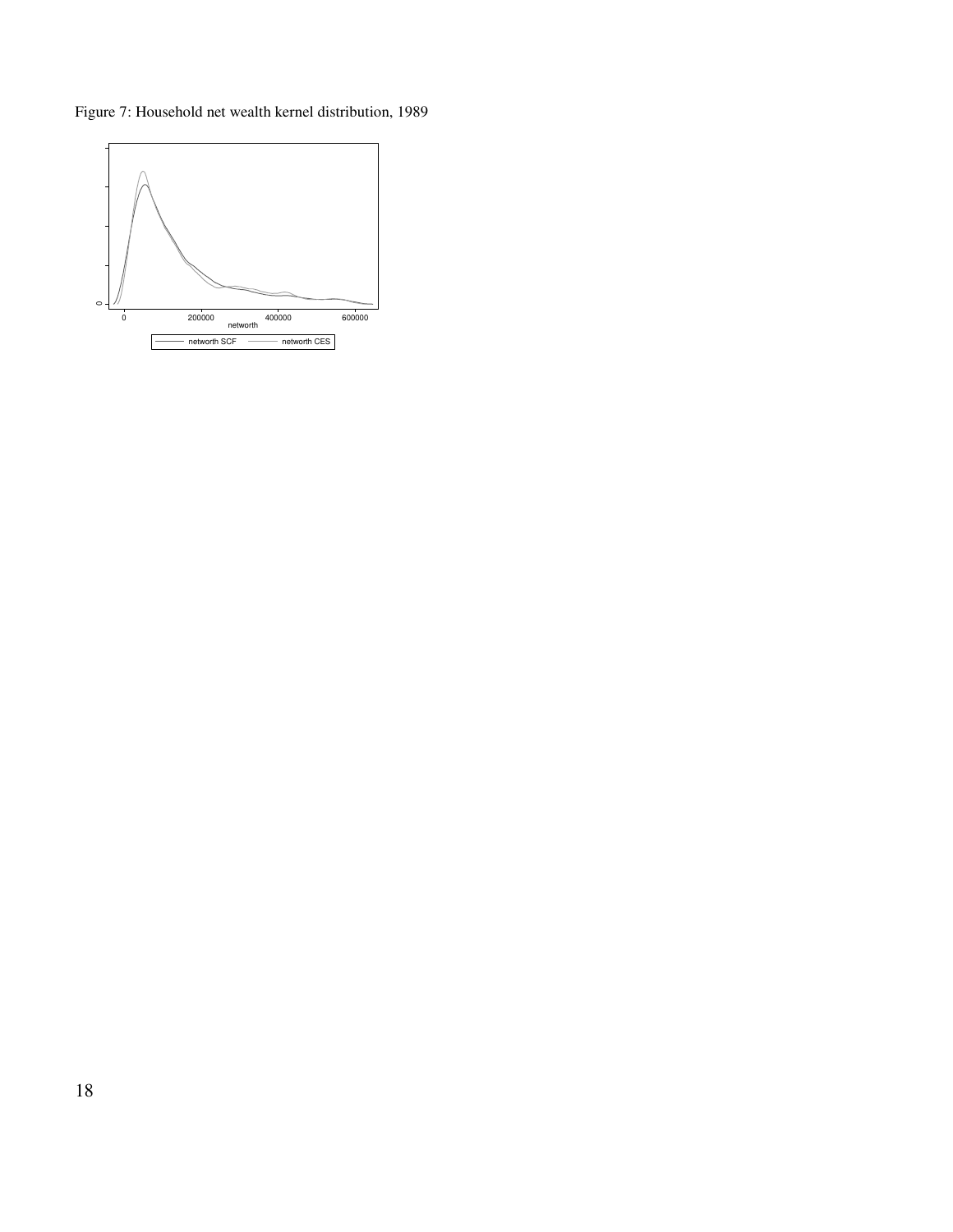Figure 7: Household net wealth kernel distribution, 1989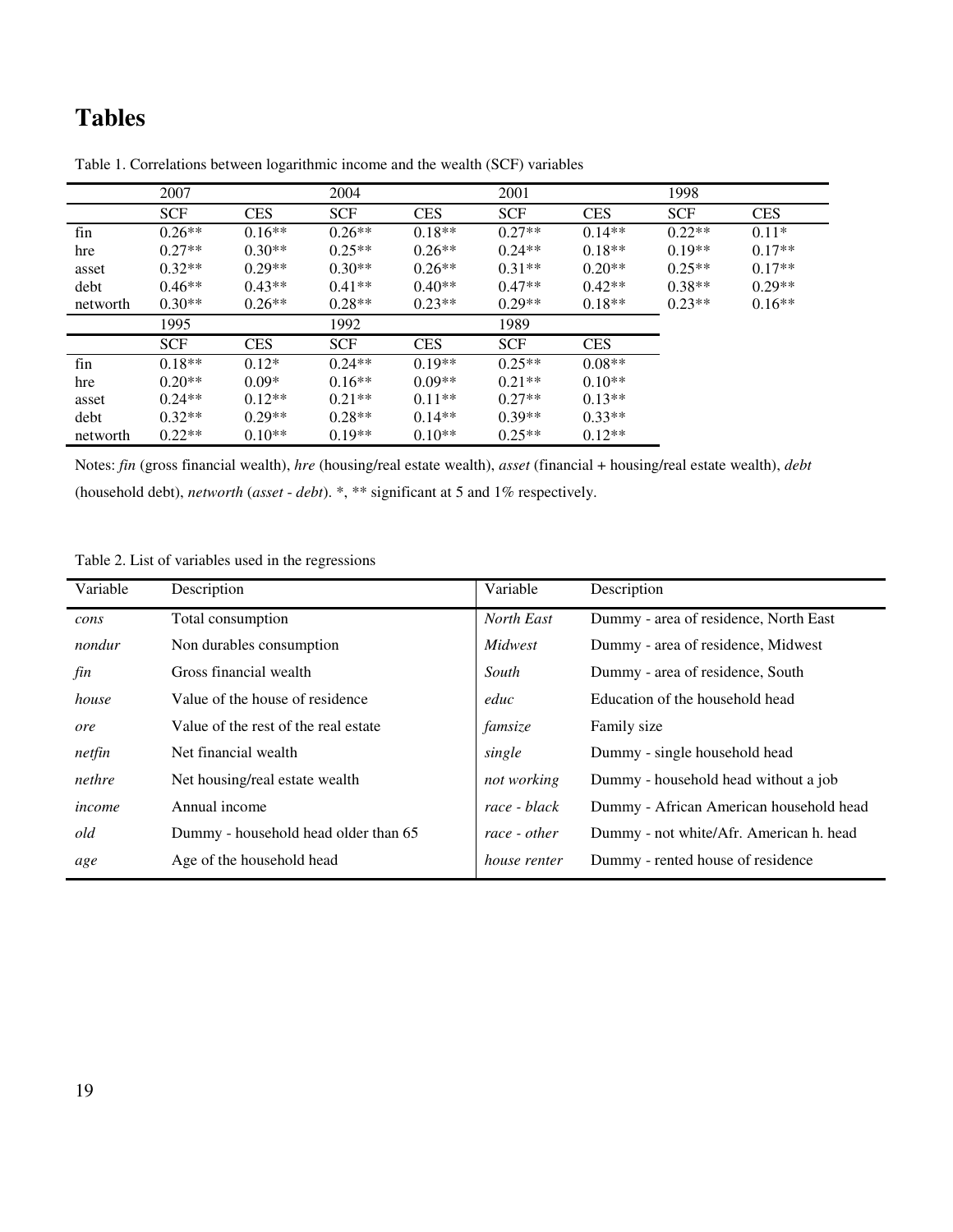# Tables

Table 1. Correlations between logarithmic income and the wealth (SCF) variables

| | 2007 | | 2004 | | 2001 | | 1998 | |
|---|---|---|---|---|---|---|---|---|
| | SCF | CES | SCF | CES | SCF | CES | SCF | CES |
| fin | 0.26** | 0.16** | 0.26** | 0.18** | 0.27** | 0.14** | 0.22** | 0.11* |
| hre | 0.27** | 0.30** | 0.25** | 0.26** | 0.24** | 0.18** | 0.19** | 0.17** |
| asset | 0.32** | 0.29** | 0.30** | 0.26** | 0.31** | 0.20** | 0.25** | 0.17** |
| debt | 0.46** | 0.43** | 0.41** | 0.40** | 0.47** | 0.42** | 0.38** | 0.29** |
| networth | 0.30** | 0.26** | 0.28** | 0.23** | 0.29** | 0.18** | 0.23** | 0.16** |
| | 1995 | | 1992 | | 1989 | | | |
| | SCF | CES | SCF | CES | SCF | CES | | |
| fin | 0.18** | 0.12* | 0.24** | 0.19** | 0.25** | 0.08** | | |
| hre | 0.20** | 0.09* | 0.16** | 0.09** | 0.21** | 0.10** | | |
| asset | 0.24** | 0.12** | 0.21** | 0.11** | 0.27** | 0.13** | | |
| debt | 0.32** | 0.29** | 0.28** | 0.14** | 0.39** | 0.33** | | |
| networth | 0.22** | 0.10** | 0.19** | 0.10** | 0.25** | 0.12** | | |

Notes: *fin* (gross financial wealth), *hre* (housing/real estate wealth), *asset* (financial + housing/real estate wealth), *debt* (household debt), *networth* (*asset* - *debt*). *, ** significant at 5 and 1% respectively.

Table 2. List of variables used in the regressions

| Variable | Description | Variable | Description |
|---|---|---|---|
| *cons* | Total consumption | *North East* | Dummy - area of residence, North East |
| *nondur* | Non durables consumption | *Midwest* | Dummy - area of residence, Midwest |
| *fin* | Gross financial wealth | *South* | Dummy - area of residence, South |
| *house* | Value of the house of residence | *educ* | Education of the household head |
| *ore* | Value of the rest of the real estate | *famsize* | Family size |
| *netfin* | Net financial wealth | *single* | Dummy - single household head |
| *nethre* | Net housing/real estate wealth | *not working* | Dummy - household head without a job |
| *income* | Annual income | *race - black* | Dummy - African American household head |
| *old* | Dummy - household head older than 65 | *race - other* | Dummy - not white/Afr. American h. head |
| *age* | Age of the household head | *house renter* | Dummy - rented house of residence |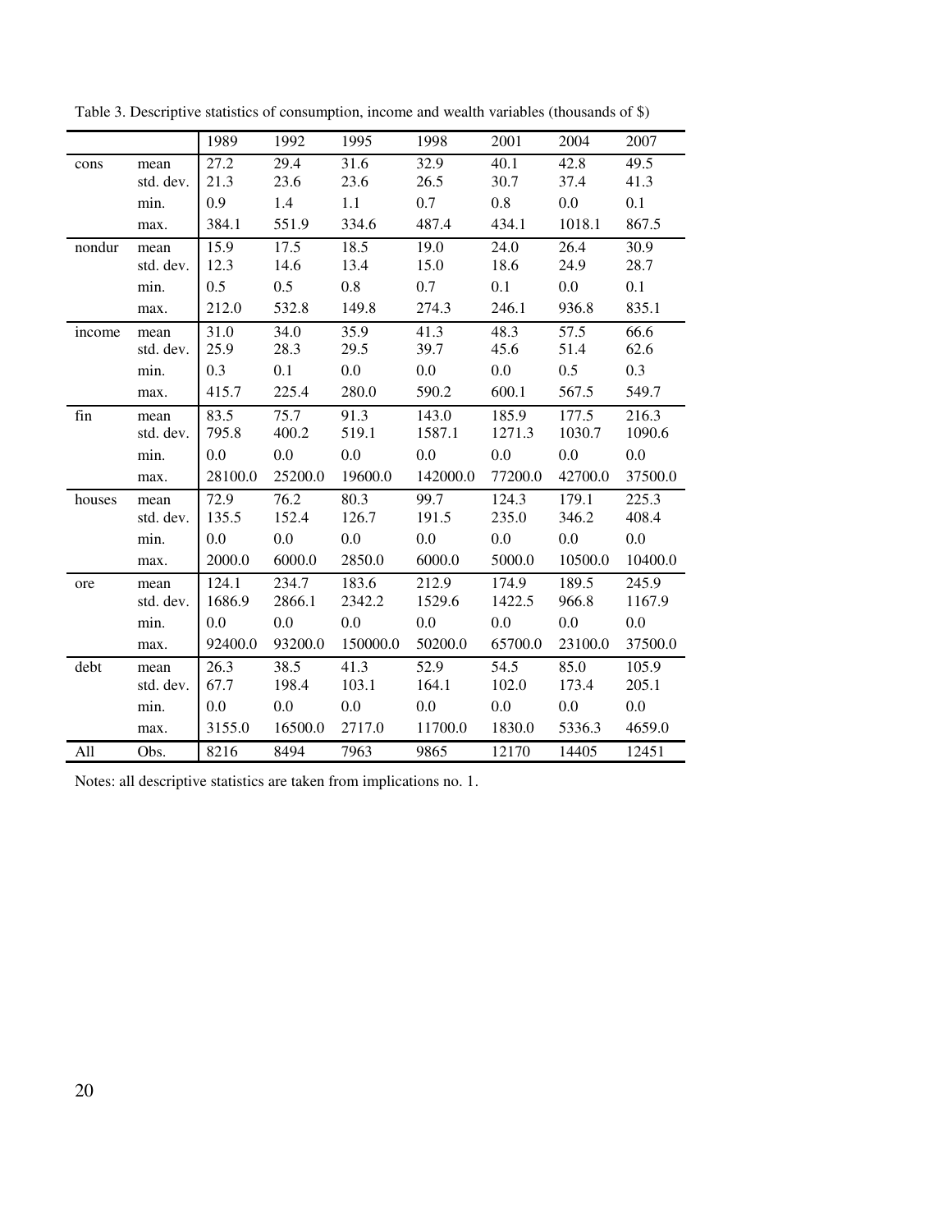Table 3. Descriptive statistics of consumption, income and wealth variables (thousands of $)

| | | 1989 | 1992 | 1995 | 1998 | 2001 | 2004 | 2007 |
|---|---|---|---|---|---|---|---|---|
| cons | mean | 27.2 | 29.4 | 31.6 | 32.9 | 40.1 | 42.8 | 49.5 |
| | std. dev. | 21.3 | 23.6 | 23.6 | 26.5 | 30.7 | 37.4 | 41.3 |
| | min. | 0.9 | 1.4 | 1.1 | 0.7 | 0.8 | 0.0 | 0.1 |
| | max. | 384.1 | 551.9 | 334.6 | 487.4 | 434.1 | 1018.1 | 867.5 |
| nondur | mean | 15.9 | 17.5 | 18.5 | 19.0 | 24.0 | 26.4 | 30.9 |
| | std. dev. | 12.3 | 14.6 | 13.4 | 15.0 | 18.6 | 24.9 | 28.7 |
| | min. | 0.5 | 0.5 | 0.8 | 0.7 | 0.1 | 0.0 | 0.1 |
| | max. | 212.0 | 532.8 | 149.8 | 274.3 | 246.1 | 936.8 | 835.1 |
| income | mean | 31.0 | 34.0 | 35.9 | 41.3 | 48.3 | 57.5 | 66.6 |
| | std. dev. | 25.9 | 28.3 | 29.5 | 39.7 | 45.6 | 51.4 | 62.6 |
| | min. | 0.3 | 0.1 | 0.0 | 0.0 | 0.0 | 0.5 | 0.3 |
| | max. | 415.7 | 225.4 | 280.0 | 590.2 | 600.1 | 567.5 | 549.7 |
| fin | mean | 83.5 | 75.7 | 91.3 | 143.0 | 185.9 | 177.5 | 216.3 |
| | std. dev. | 795.8 | 400.2 | 519.1 | 1587.1 | 1271.3 | 1030.7 | 1090.6 |
| | min. | 0.0 | 0.0 | 0.0 | 0.0 | 0.0 | 0.0 | 0.0 |
| | max. | 28100.0 | 25200.0 | 19600.0 | 142000.0 | 77200.0 | 42700.0 | 37500.0 |
| houses | mean | 72.9 | 76.2 | 80.3 | 99.7 | 124.3 | 179.1 | 225.3 |
| | std. dev. | 135.5 | 152.4 | 126.7 | 191.5 | 235.0 | 346.2 | 408.4 |
| | min. | 0.0 | 0.0 | 0.0 | 0.0 | 0.0 | 0.0 | 0.0 |
| | max. | 2000.0 | 6000.0 | 2850.0 | 6000.0 | 5000.0 | 10500.0 | 10400.0 |
| ore | mean | 124.1 | 234.7 | 183.6 | 212.9 | 174.9 | 189.5 | 245.9 |
| | std. dev. | 1686.9 | 2866.1 | 2342.2 | 1529.6 | 1422.5 | 966.8 | 1167.9 |
| | min. | 0.0 | 0.0 | 0.0 | 0.0 | 0.0 | 0.0 | 0.0 |
| | max. | 92400.0 | 93200.0 | 150000.0 | 50200.0 | 65700.0 | 23100.0 | 37500.0 |
| debt | mean | 26.3 | 38.5 | 41.3 | 52.9 | 54.5 | 85.0 | 105.9 |
| | std. dev. | 67.7 | 198.4 | 103.1 | 164.1 | 102.0 | 173.4 | 205.1 |
| | min. | 0.0 | 0.0 | 0.0 | 0.0 | 0.0 | 0.0 | 0.0 |
| | max. | 3155.0 | 16500.0 | 2717.0 | 11700.0 | 1830.0 | 5336.3 | 4659.0 |
| All | Obs. | 8216 | 8494 | 7963 | 9865 | 12170 | 14405 | 12451 |

Notes: all descriptive statistics are taken from implications no. 1.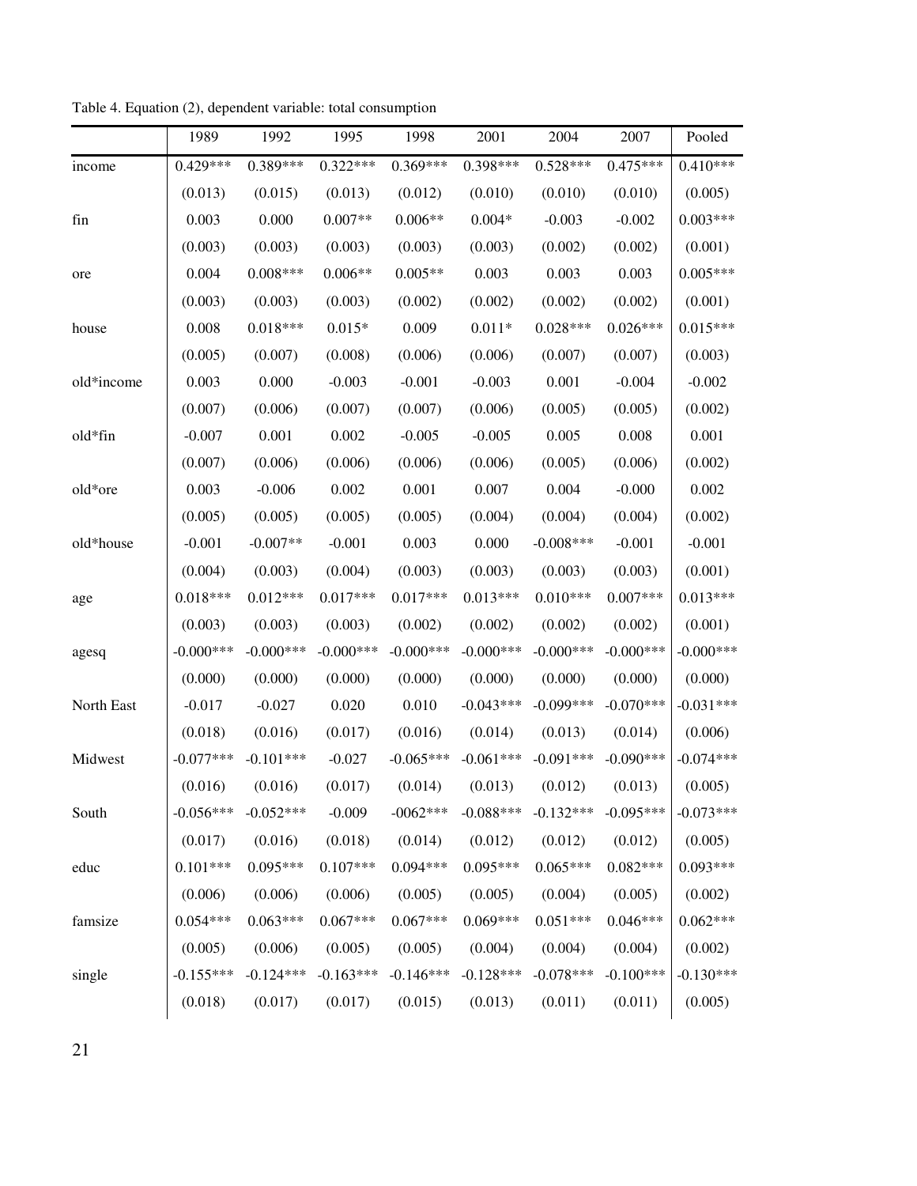Table 4. Equation (2), dependent variable: total consumption

| | 1989 | 1992 | 1995 | 1998 | 2001 | 2004 | 2007 | Pooled |
|---|---|---|---|---|---|---|---|---|
| income | 0.429*** | 0.389*** | 0.322*** | 0.369*** | 0.398*** | 0.528*** | 0.475*** | 0.410*** |
| | (0.013) | (0.015) | (0.013) | (0.012) | (0.010) | (0.010) | (0.010) | (0.005) |
| fin | 0.003 | 0.000 | 0.007** | 0.006** | 0.004* | -0.003 | -0.002 | 0.003*** |
| | (0.003) | (0.003) | (0.003) | (0.003) | (0.003) | (0.002) | (0.002) | (0.001) |
| ore | 0.004 | 0.008*** | 0.006** | 0.005** | 0.003 | 0.003 | 0.003 | 0.005*** |
| | (0.003) | (0.003) | (0.003) | (0.002) | (0.002) | (0.002) | (0.002) | (0.001) |
| house | 0.008 | 0.018*** | 0.015* | 0.009 | 0.011* | 0.028*** | 0.026*** | 0.015*** |
| | (0.005) | (0.007) | (0.008) | (0.006) | (0.006) | (0.007) | (0.007) | (0.003) |
| old*income | 0.003 | 0.000 | -0.003 | -0.001 | -0.003 | 0.001 | -0.004 | -0.002 |
| | (0.007) | (0.006) | (0.007) | (0.007) | (0.006) | (0.005) | (0.005) | (0.002) |
| old*fin | -0.007 | 0.001 | 0.002 | -0.005 | -0.005 | 0.005 | 0.008 | 0.001 |
| | (0.007) | (0.006) | (0.006) | (0.006) | (0.006) | (0.005) | (0.006) | (0.002) |
| old*ore | 0.003 | -0.006 | 0.002 | 0.001 | 0.007 | 0.004 | -0.000 | 0.002 |
| | (0.005) | (0.005) | (0.005) | (0.005) | (0.004) | (0.004) | (0.004) | (0.002) |
| old*house | -0.001 | -0.007** | -0.001 | 0.003 | 0.000 | -0.008*** | -0.001 | -0.001 |
| | (0.004) | (0.003) | (0.004) | (0.003) | (0.003) | (0.003) | (0.003) | (0.001) |
| age | 0.018*** | 0.012*** | 0.017*** | 0.017*** | 0.013*** | 0.010*** | 0.007*** | 0.013*** |
| | (0.003) | (0.003) | (0.003) | (0.002) | (0.002) | (0.002) | (0.002) | (0.001) |
| agesq | -0.000*** | -0.000*** | -0.000*** | -0.000*** | -0.000*** | -0.000*** | -0.000*** | -0.000*** |
| | (0.000) | (0.000) | (0.000) | (0.000) | (0.000) | (0.000) | (0.000) | (0.000) |
| North East | -0.017 | -0.027 | 0.020 | 0.010 | -0.043*** | -0.099*** | -0.070*** | -0.031*** |
| | (0.018) | (0.016) | (0.017) | (0.016) | (0.014) | (0.013) | (0.014) | (0.006) |
| Midwest | -0.077*** | -0.101*** | -0.027 | -0.065*** | -0.061*** | -0.091*** | -0.090*** | -0.074*** |
| | (0.016) | (0.016) | (0.017) | (0.014) | (0.013) | (0.012) | (0.013) | (0.005) |
| South | -0.056*** | -0.052*** | -0.009 | -0062*** | -0.088*** | -0.132*** | -0.095*** | -0.073*** |
| | (0.017) | (0.016) | (0.018) | (0.014) | (0.012) | (0.012) | (0.012) | (0.005) |
| educ | 0.101*** | 0.095*** | 0.107*** | 0.094*** | 0.095*** | 0.065*** | 0.082*** | 0.093*** |
| | (0.006) | (0.006) | (0.006) | (0.005) | (0.005) | (0.004) | (0.005) | (0.002) |
| famsize | 0.054*** | 0.063*** | 0.067*** | 0.067*** | 0.069*** | 0.051*** | 0.046*** | 0.062*** |
| | (0.005) | (0.006) | (0.005) | (0.005) | (0.004) | (0.004) | (0.004) | (0.002) |
| single | -0.155*** | -0.124*** | -0.163*** | -0.146*** | -0.128*** | -0.078*** | -0.100*** | -0.130*** |
| | (0.018) | (0.017) | (0.017) | (0.015) | (0.013) | (0.011) | (0.011) | (0.005) |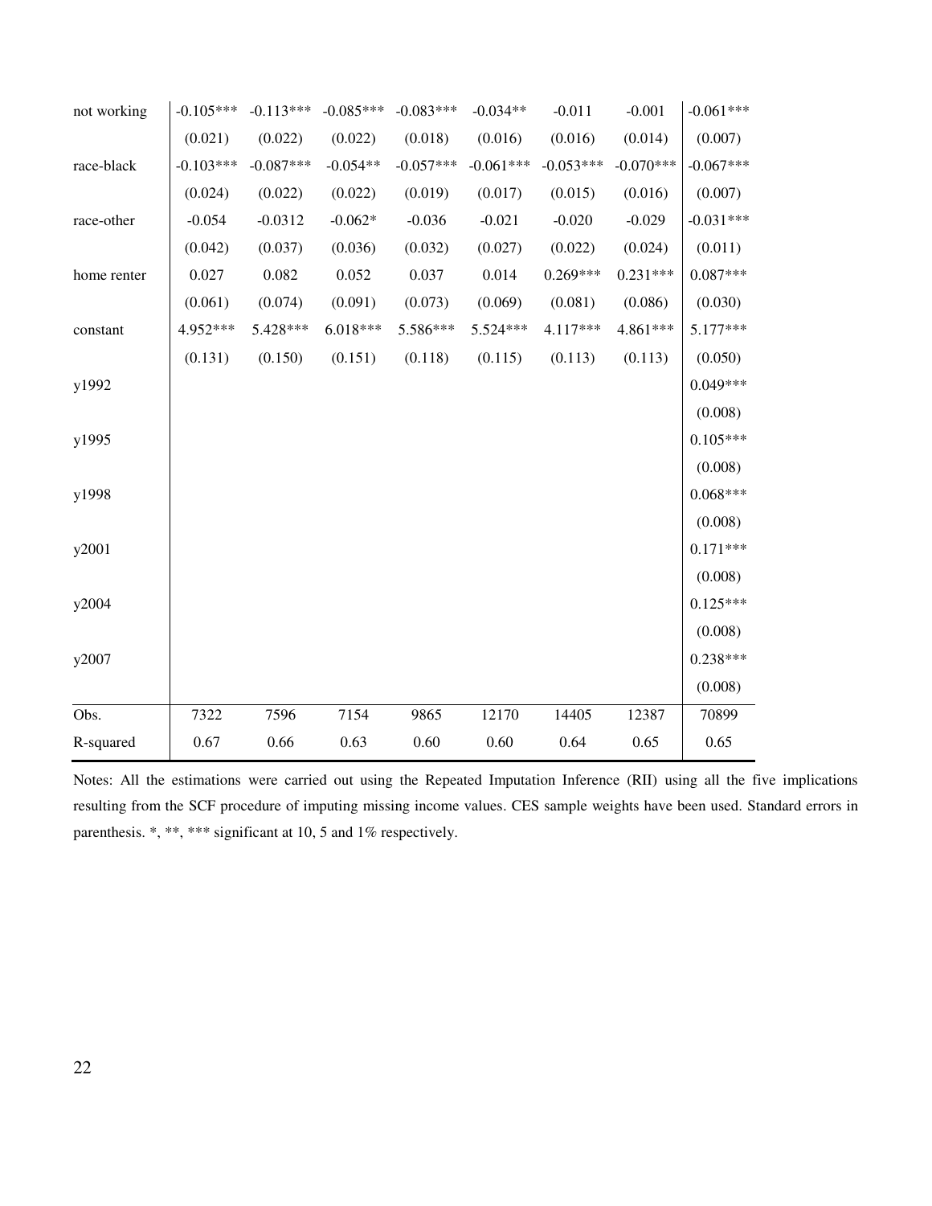| | | | | | | | | |
|---|---|---|---|---|---|---|---|---|
| not working | -0.105*** | -0.113*** | -0.085*** | -0.083*** | -0.034** | -0.011 | -0.001 | -0.061*** |
| | (0.021) | (0.022) | (0.022) | (0.018) | (0.016) | (0.016) | (0.014) | (0.007) |
| race-black | -0.103*** | -0.087*** | -0.054** | -0.057*** | -0.061*** | -0.053*** | -0.070*** | -0.067*** |
| | (0.024) | (0.022) | (0.022) | (0.019) | (0.017) | (0.015) | (0.016) | (0.007) |
| race-other | -0.054 | -0.0312 | -0.062* | -0.036 | -0.021 | -0.020 | -0.029 | -0.031*** |
| | (0.042) | (0.037) | (0.036) | (0.032) | (0.027) | (0.022) | (0.024) | (0.011) |
| home renter | 0.027 | 0.082 | 0.052 | 0.037 | 0.014 | 0.269*** | 0.231*** | 0.087*** |
| | (0.061) | (0.074) | (0.091) | (0.073) | (0.069) | (0.081) | (0.086) | (0.030) |
| constant | 4.952*** | 5.428*** | 6.018*** | 5.586*** | 5.524*** | 4.117*** | 4.861*** | 5.177*** |
| | (0.131) | (0.150) | (0.151) | (0.118) | (0.115) | (0.113) | (0.113) | (0.050) |
| y1992 | | | | | | | | 0.049*** |
| | | | | | | | | (0.008) |
| y1995 | | | | | | | | 0.105*** |
| | | | | | | | | (0.008) |
| y1998 | | | | | | | | 0.068*** |
| | | | | | | | | (0.008) |
| y2001 | | | | | | | | 0.171*** |
| | | | | | | | | (0.008) |
| y2004 | | | | | | | | 0.125*** |
| | | | | | | | | (0.008) |
| y2007 | | | | | | | | 0.238*** |
| | | | | | | | | (0.008) |
| Obs. | 7322 | 7596 | 7154 | 9865 | 12170 | 14405 | 12387 | 70899 |
| R-squared | 0.67 | 0.66 | 0.63 | 0.60 | 0.60 | 0.64 | 0.65 | 0.65 |

Notes: All the estimations were carried out using the Repeated Imputation Inference (RII) using all the five implications resulting from the SCF procedure of imputing missing income values. CES sample weights have been used. Standard errors in parenthesis. *, **, *** significant at 10, 5 and 1% respectively.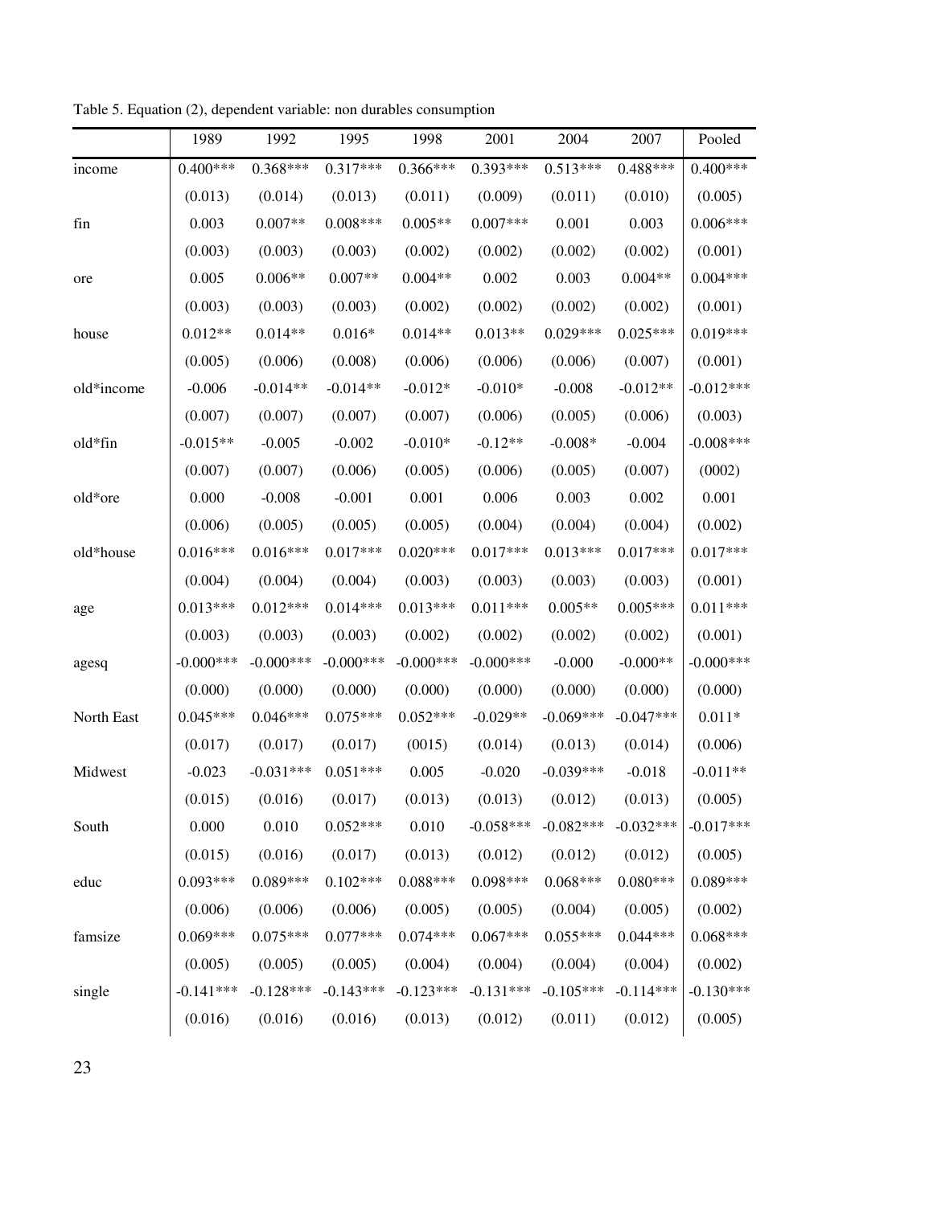Table 5. Equation (2), dependent variable: non durables consumption

| | 1989 | 1992 | 1995 | 1998 | 2001 | 2004 | 2007 | Pooled |
|---|---|---|---|---|---|---|---|---|
| income | 0.400*** | 0.368*** | 0.317*** | 0.366*** | 0.393*** | 0.513*** | 0.488*** | 0.400*** |
| | (0.013) | (0.014) | (0.013) | (0.011) | (0.009) | (0.011) | (0.010) | (0.005) |
| fin | 0.003 | 0.007** | 0.008*** | 0.005** | 0.007*** | 0.001 | 0.003 | 0.006*** |
| | (0.003) | (0.003) | (0.003) | (0.002) | (0.002) | (0.002) | (0.002) | (0.001) |
| ore | 0.005 | 0.006** | 0.007** | 0.004** | 0.002 | 0.003 | 0.004** | 0.004*** |
| | (0.003) | (0.003) | (0.003) | (0.002) | (0.002) | (0.002) | (0.002) | (0.001) |
| house | 0.012** | 0.014** | 0.016* | 0.014** | 0.013** | 0.029*** | 0.025*** | 0.019*** |
| | (0.005) | (0.006) | (0.008) | (0.006) | (0.006) | (0.006) | (0.007) | (0.001) |
| old*income | -0.006 | -0.014** | -0.014** | -0.012* | -0.010* | -0.008 | -0.012** | -0.012*** |
| | (0.007) | (0.007) | (0.007) | (0.007) | (0.006) | (0.005) | (0.006) | (0.003) |
| old*fin | -0.015** | -0.005 | -0.002 | -0.010* | -0.12** | -0.008* | -0.004 | -0.008*** |
| | (0.007) | (0.007) | (0.006) | (0.005) | (0.006) | (0.005) | (0.007) | (0002) |
| old*ore | 0.000 | -0.008 | -0.001 | 0.001 | 0.006 | 0.003 | 0.002 | 0.001 |
| | (0.006) | (0.005) | (0.005) | (0.005) | (0.004) | (0.004) | (0.004) | (0.002) |
| old*house | 0.016*** | 0.016*** | 0.017*** | 0.020*** | 0.017*** | 0.013*** | 0.017*** | 0.017*** |
| | (0.004) | (0.004) | (0.004) | (0.003) | (0.003) | (0.003) | (0.003) | (0.001) |
| age | 0.013*** | 0.012*** | 0.014*** | 0.013*** | 0.011*** | 0.005** | 0.005*** | 0.011*** |
| | (0.003) | (0.003) | (0.003) | (0.002) | (0.002) | (0.002) | (0.002) | (0.001) |
| agesq | -0.000*** | -0.000*** | -0.000*** | -0.000*** | -0.000*** | -0.000 | -0.000** | -0.000*** |
| | (0.000) | (0.000) | (0.000) | (0.000) | (0.000) | (0.000) | (0.000) | (0.000) |
| North East | 0.045*** | 0.046*** | 0.075*** | 0.052*** | -0.029** | -0.069*** | -0.047*** | 0.011* |
| | (0.017) | (0.017) | (0.017) | (0015) | (0.014) | (0.013) | (0.014) | (0.006) |
| Midwest | -0.023 | -0.031*** | 0.051*** | 0.005 | -0.020 | -0.039*** | -0.018 | -0.011** |
| | (0.015) | (0.016) | (0.017) | (0.013) | (0.013) | (0.012) | (0.013) | (0.005) |
| South | 0.000 | 0.010 | 0.052*** | 0.010 | -0.058*** | -0.082*** | -0.032*** | -0.017*** |
| | (0.015) | (0.016) | (0.017) | (0.013) | (0.012) | (0.012) | (0.012) | (0.005) |
| educ | 0.093*** | 0.089*** | 0.102*** | 0.088*** | 0.098*** | 0.068*** | 0.080*** | 0.089*** |
| | (0.006) | (0.006) | (0.006) | (0.005) | (0.005) | (0.004) | (0.005) | (0.002) |
| famsize | 0.069*** | 0.075*** | 0.077*** | 0.074*** | 0.067*** | 0.055*** | 0.044*** | 0.068*** |
| | (0.005) | (0.005) | (0.005) | (0.004) | (0.004) | (0.004) | (0.004) | (0.002) |
| single | -0.141*** | -0.128*** | -0.143*** | -0.123*** | -0.131*** | -0.105*** | -0.114*** | -0.130*** |
| | (0.016) | (0.016) | (0.016) | (0.013) | (0.012) | (0.011) | (0.012) | (0.005) |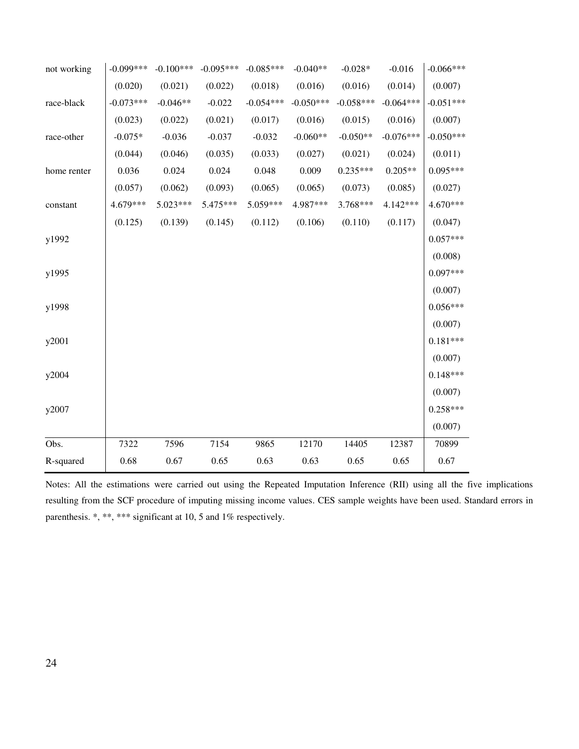| | | | | | | | | |
|---|---|---|---|---|---|---|---|---|
| not working | -0.099*** | -0.100*** | -0.095*** | -0.085*** | -0.040** | -0.028* | -0.016 | -0.066*** |
| | (0.020) | (0.021) | (0.022) | (0.018) | (0.016) | (0.016) | (0.014) | (0.007) |
| race-black | -0.073*** | -0.046** | -0.022 | -0.054*** | -0.050*** | -0.058*** | -0.064*** | -0.051*** |
| | (0.023) | (0.022) | (0.021) | (0.017) | (0.016) | (0.015) | (0.016) | (0.007) |
| race-other | -0.075* | -0.036 | -0.037 | -0.032 | -0.060** | -0.050** | -0.076*** | -0.050*** |
| | (0.044) | (0.046) | (0.035) | (0.033) | (0.027) | (0.021) | (0.024) | (0.011) |
| home renter | 0.036 | 0.024 | 0.024 | 0.048 | 0.009 | 0.235*** | 0.205** | 0.095*** |
| | (0.057) | (0.062) | (0.093) | (0.065) | (0.065) | (0.073) | (0.085) | (0.027) |
| constant | 4.679*** | 5.023*** | 5.475*** | 5.059*** | 4.987*** | 3.768*** | 4.142*** | 4.670*** |
| | (0.125) | (0.139) | (0.145) | (0.112) | (0.106) | (0.110) | (0.117) | (0.047) |
| y1992 | | | | | | | | 0.057*** |
| | | | | | | | | (0.008) |
| y1995 | | | | | | | | 0.097*** |
| | | | | | | | | (0.007) |
| y1998 | | | | | | | | 0.056*** |
| | | | | | | | | (0.007) |
| y2001 | | | | | | | | 0.181*** |
| | | | | | | | | (0.007) |
| y2004 | | | | | | | | 0.148*** |
| | | | | | | | | (0.007) |
| y2007 | | | | | | | | 0.258*** |
| | | | | | | | | (0.007) |
| Obs. | 7322 | 7596 | 7154 | 9865 | 12170 | 14405 | 12387 | 70899 |
| R-squared | 0.68 | 0.67 | 0.65 | 0.63 | 0.63 | 0.65 | 0.65 | 0.67 |

Notes: All the estimations were carried out using the Repeated Imputation Inference (RII) using all the five implications resulting from the SCF procedure of imputing missing income values. CES sample weights have been used. Standard errors in parenthesis. *, **, *** significant at 10, 5 and 1% respectively.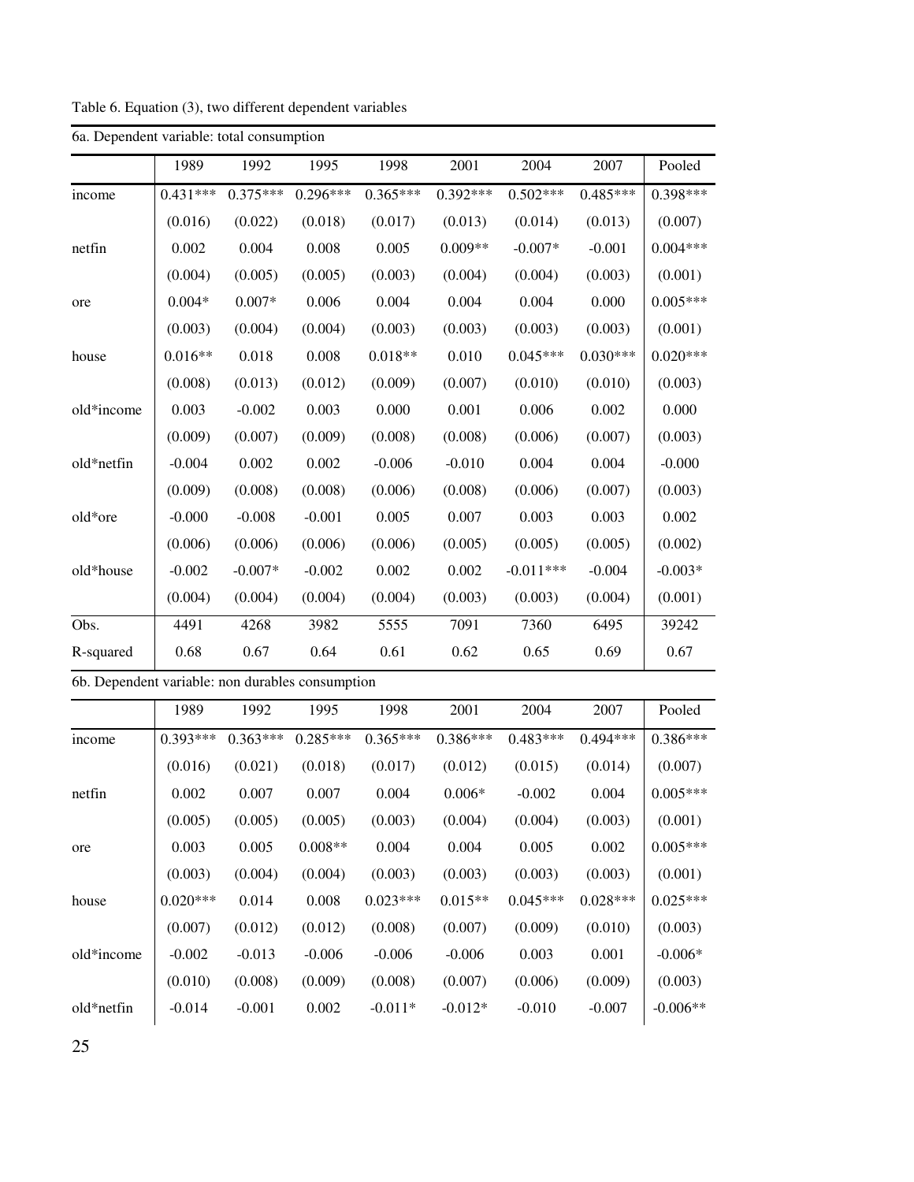Table 6. Equation (3), two different dependent variables

6a. Dependent variable: total consumption

| | 1989 | 1992 | 1995 | 1998 | 2001 | 2004 | 2007 | Pooled |
|---|---|---|---|---|---|---|---|---|
| income | 0.431*** | 0.375*** | 0.296*** | 0.365*** | 0.392*** | 0.502*** | 0.485*** | 0.398*** |
| | (0.016) | (0.022) | (0.018) | (0.017) | (0.013) | (0.014) | (0.013) | (0.007) |
| netfin | 0.002 | 0.004 | 0.008 | 0.005 | 0.009** | -0.007* | -0.001 | 0.004*** |
| | (0.004) | (0.005) | (0.005) | (0.003) | (0.004) | (0.004) | (0.003) | (0.001) |
| ore | 0.004* | 0.007* | 0.006 | 0.004 | 0.004 | 0.004 | 0.000 | 0.005*** |
| | (0.003) | (0.004) | (0.004) | (0.003) | (0.003) | (0.003) | (0.003) | (0.001) |
| house | 0.016** | 0.018 | 0.008 | 0.018** | 0.010 | 0.045*** | 0.030*** | 0.020*** |
| | (0.008) | (0.013) | (0.012) | (0.009) | (0.007) | (0.010) | (0.010) | (0.003) |
| old*income | 0.003 | -0.002 | 0.003 | 0.000 | 0.001 | 0.006 | 0.002 | 0.000 |
| | (0.009) | (0.007) | (0.009) | (0.008) | (0.008) | (0.006) | (0.007) | (0.003) |
| old*netfin | -0.004 | 0.002 | 0.002 | -0.006 | -0.010 | 0.004 | 0.004 | -0.000 |
| | (0.009) | (0.008) | (0.008) | (0.006) | (0.008) | (0.006) | (0.007) | (0.003) |
| old*ore | -0.000 | -0.008 | -0.001 | 0.005 | 0.007 | 0.003 | 0.003 | 0.002 |
| | (0.006) | (0.006) | (0.006) | (0.006) | (0.005) | (0.005) | (0.005) | (0.002) |
| old*house | -0.002 | -0.007* | -0.002 | 0.002 | 0.002 | -0.011*** | -0.004 | -0.003* |
| | (0.004) | (0.004) | (0.004) | (0.004) | (0.003) | (0.003) | (0.004) | (0.001) |
| Obs. | 4491 | 4268 | 3982 | 5555 | 7091 | 7360 | 6495 | 39242 |
| R-squared | 0.68 | 0.67 | 0.64 | 0.61 | 0.62 | 0.65 | 0.69 | 0.67 |

6b. Dependent variable: non durables consumption

| | 1989 | 1992 | 1995 | 1998 | 2001 | 2004 | 2007 | Pooled |
|---|---|---|---|---|---|---|---|---|
| income | 0.393*** | 0.363*** | 0.285*** | 0.365*** | 0.386*** | 0.483*** | 0.494*** | 0.386*** |
| | (0.016) | (0.021) | (0.018) | (0.017) | (0.012) | (0.015) | (0.014) | (0.007) |
| netfin | 0.002 | 0.007 | 0.007 | 0.004 | 0.006* | -0.002 | 0.004 | 0.005*** |
| | (0.005) | (0.005) | (0.005) | (0.003) | (0.004) | (0.004) | (0.003) | (0.001) |
| ore | 0.003 | 0.005 | 0.008** | 0.004 | 0.004 | 0.005 | 0.002 | 0.005*** |
| | (0.003) | (0.004) | (0.004) | (0.003) | (0.003) | (0.003) | (0.003) | (0.001) |
| house | 0.020*** | 0.014 | 0.008 | 0.023*** | 0.015** | 0.045*** | 0.028*** | 0.025*** |
| | (0.007) | (0.012) | (0.012) | (0.008) | (0.007) | (0.009) | (0.010) | (0.003) |
| old*income | -0.002 | -0.013 | -0.006 | -0.006 | -0.006 | 0.003 | 0.001 | -0.006* |
| | (0.010) | (0.008) | (0.009) | (0.008) | (0.007) | (0.006) | (0.009) | (0.003) |
| old*netfin | -0.014 | -0.001 | 0.002 | -0.011* | -0.012* | -0.010 | -0.007 | -0.006** |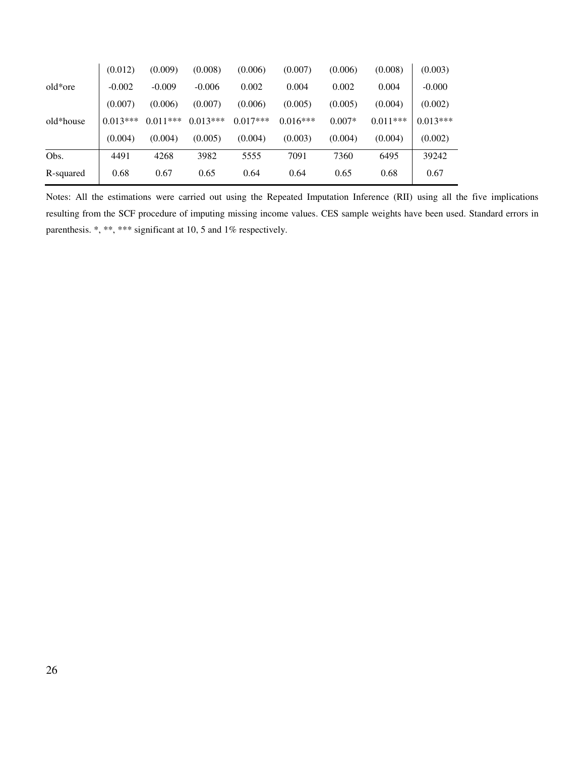| | | | | | | | | |
|---|---|---|---|---|---|---|---|---|
| | (0.012) | (0.009) | (0.008) | (0.006) | (0.007) | (0.006) | (0.008) | (0.003) |
| old*ore | -0.002 | -0.009 | -0.006 | 0.002 | 0.004 | 0.002 | 0.004 | -0.000 |
| | (0.007) | (0.006) | (0.007) | (0.006) | (0.005) | (0.005) | (0.004) | (0.002) |
| old*house | 0.013*** | 0.011*** | 0.013*** | 0.017*** | 0.016*** | 0.007* | 0.011*** | 0.013*** |
| | (0.004) | (0.004) | (0.005) | (0.004) | (0.003) | (0.004) | (0.004) | (0.002) |
| Obs. | 4491 | 4268 | 3982 | 5555 | 7091 | 7360 | 6495 | 39242 |
| R-squared | 0.68 | 0.67 | 0.65 | 0.64 | 0.64 | 0.65 | 0.68 | 0.67 |

Notes: All the estimations were carried out using the Repeated Imputation Inference (RII) using all the five implications resulting from the SCF procedure of imputing missing income values. CES sample weights have been used. Standard errors in parenthesis. *, **, *** significant at 10, 5 and 1% respectively.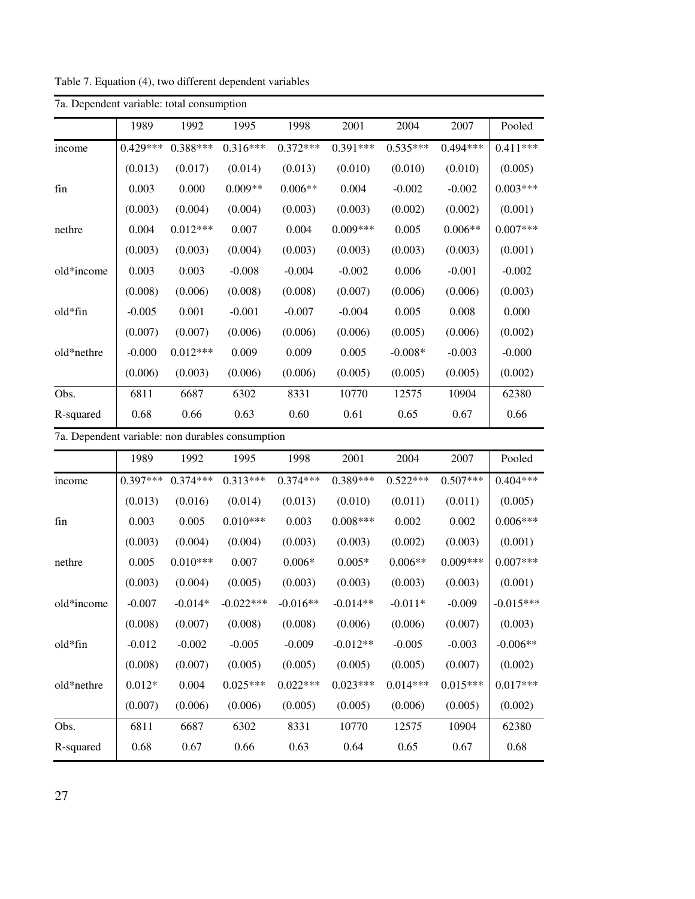Table 7. Equation (4), two different dependent variables

7a. Dependent variable: total consumption

| | 1989 | 1992 | 1995 | 1998 | 2001 | 2004 | 2007 | Pooled |
|---|---|---|---|---|---|---|---|---|
| income | 0.429*** | 0.388*** | 0.316*** | 0.372*** | 0.391*** | 0.535*** | 0.494*** | 0.411*** |
| | (0.013) | (0.017) | (0.014) | (0.013) | (0.010) | (0.010) | (0.010) | (0.005) |
| fin | 0.003 | 0.000 | 0.009** | 0.006** | 0.004 | -0.002 | -0.002 | 0.003*** |
| | (0.003) | (0.004) | (0.004) | (0.003) | (0.003) | (0.002) | (0.002) | (0.001) |
| nethre | 0.004 | 0.012*** | 0.007 | 0.004 | 0.009*** | 0.005 | 0.006** | 0.007*** |
| | (0.003) | (0.003) | (0.004) | (0.003) | (0.003) | (0.003) | (0.003) | (0.001) |
| old*income | 0.003 | 0.003 | -0.008 | -0.004 | -0.002 | 0.006 | -0.001 | -0.002 |
| | (0.008) | (0.006) | (0.008) | (0.008) | (0.007) | (0.006) | (0.006) | (0.003) |
| old*fin | -0.005 | 0.001 | -0.001 | -0.007 | -0.004 | 0.005 | 0.008 | 0.000 |
| | (0.007) | (0.007) | (0.006) | (0.006) | (0.006) | (0.005) | (0.006) | (0.002) |
| old*nethre | -0.000 | 0.012*** | 0.009 | 0.009 | 0.005 | -0.008* | -0.003 | -0.000 |
| | (0.006) | (0.003) | (0.006) | (0.006) | (0.005) | (0.005) | (0.005) | (0.002) |
| Obs. | 6811 | 6687 | 6302 | 8331 | 10770 | 12575 | 10904 | 62380 |
| R-squared | 0.68 | 0.66 | 0.63 | 0.60 | 0.61 | 0.65 | 0.67 | 0.66 |

7a. Dependent variable: non durables consumption

| | 1989 | 1992 | 1995 | 1998 | 2001 | 2004 | 2007 | Pooled |
|---|---|---|---|---|---|---|---|---|
| income | 0.397*** | 0.374*** | 0.313*** | 0.374*** | 0.389*** | 0.522*** | 0.507*** | 0.404*** |
| | (0.013) | (0.016) | (0.014) | (0.013) | (0.010) | (0.011) | (0.011) | (0.005) |
| fin | 0.003 | 0.005 | 0.010*** | 0.003 | 0.008*** | 0.002 | 0.002 | 0.006*** |
| | (0.003) | (0.004) | (0.004) | (0.003) | (0.003) | (0.002) | (0.003) | (0.001) |
| nethre | 0.005 | 0.010*** | 0.007 | 0.006* | 0.005* | 0.006** | 0.009*** | 0.007*** |
| | (0.003) | (0.004) | (0.005) | (0.003) | (0.003) | (0.003) | (0.003) | (0.001) |
| old*income | -0.007 | -0.014* | -0.022*** | -0.016** | -0.014** | -0.011* | -0.009 | -0.015*** |
| | (0.008) | (0.007) | (0.008) | (0.008) | (0.006) | (0.006) | (0.007) | (0.003) |
| old*fin | -0.012 | -0.002 | -0.005 | -0.009 | -0.012** | -0.005 | -0.003 | -0.006** |
| | (0.008) | (0.007) | (0.005) | (0.005) | (0.005) | (0.005) | (0.007) | (0.002) |
| old*nethre | 0.012* | 0.004 | 0.025*** | 0.022*** | 0.023*** | 0.014*** | 0.015*** | 0.017*** |
| | (0.007) | (0.006) | (0.006) | (0.005) | (0.005) | (0.006) | (0.005) | (0.002) |
| Obs. | 6811 | 6687 | 6302 | 8331 | 10770 | 12575 | 10904 | 62380 |
| R-squared | 0.68 | 0.67 | 0.66 | 0.63 | 0.64 | 0.65 | 0.67 | 0.68 |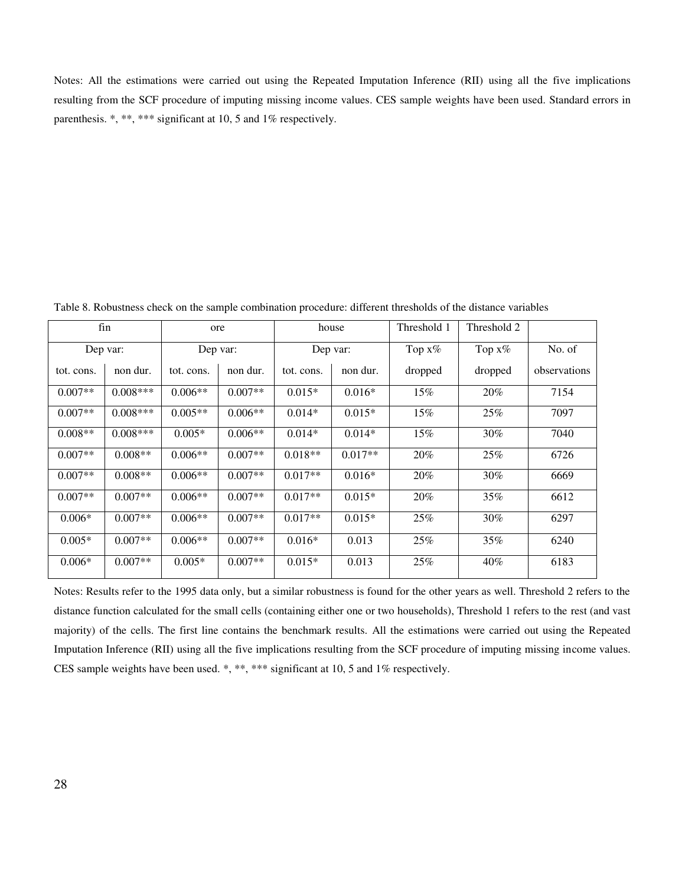Notes: All the estimations were carried out using the Repeated Imputation Inference (RII) using all the five implications resulting from the SCF procedure of imputing missing income values. CES sample weights have been used. Standard errors in parenthesis. *, **, *** significant at 10, 5 and 1% respectively.

Table 8. Robustness check on the sample combination procedure: different thresholds of the distance variables

| fin | | ore | | house | | Threshold 1 | Threshold 2 | |
|---|---|---|---|---|---|---|---|---|
| Dep var: | | Dep var: | | Dep var: | | Top x% | Top x% | No. of |
| tot. cons. | non dur. | tot. cons. | non dur. | tot. cons. | non dur. | dropped | dropped | observations |
| 0.007** | 0.008*** | 0.006** | 0.007** | 0.015* | 0.016* | 15% | 20% | 7154 |
| 0.007** | 0.008*** | 0.005** | 0.006** | 0.014* | 0.015* | 15% | 25% | 7097 |
| 0.008** | 0.008*** | 0.005* | 0.006** | 0.014* | 0.014* | 15% | 30% | 7040 |
| 0.007** | 0.008** | 0.006** | 0.007** | 0.018** | 0.017** | 20% | 25% | 6726 |
| 0.007** | 0.008** | 0.006** | 0.007** | 0.017** | 0.016* | 20% | 30% | 6669 |
| 0.007** | 0.007** | 0.006** | 0.007** | 0.017** | 0.015* | 20% | 35% | 6612 |
| 0.006* | 0.007** | 0.006** | 0.007** | 0.017** | 0.015* | 25% | 30% | 6297 |
| 0.005* | 0.007** | 0.006** | 0.007** | 0.016* | 0.013 | 25% | 35% | 6240 |
| 0.006* | 0.007** | 0.005* | 0.007** | 0.015* | 0.013 | 25% | 40% | 6183 |

Notes: Results refer to the 1995 data only, but a similar robustness is found for the other years as well. Threshold 2 refers to the distance function calculated for the small cells (containing either one or two households), Threshold 1 refers to the rest (and vast majority) of the cells. The first line contains the benchmark results. All the estimations were carried out using the Repeated Imputation Inference (RII) using all the five implications resulting from the SCF procedure of imputing missing income values. CES sample weights have been used. *, **, *** significant at 10, 5 and 1% respectively.